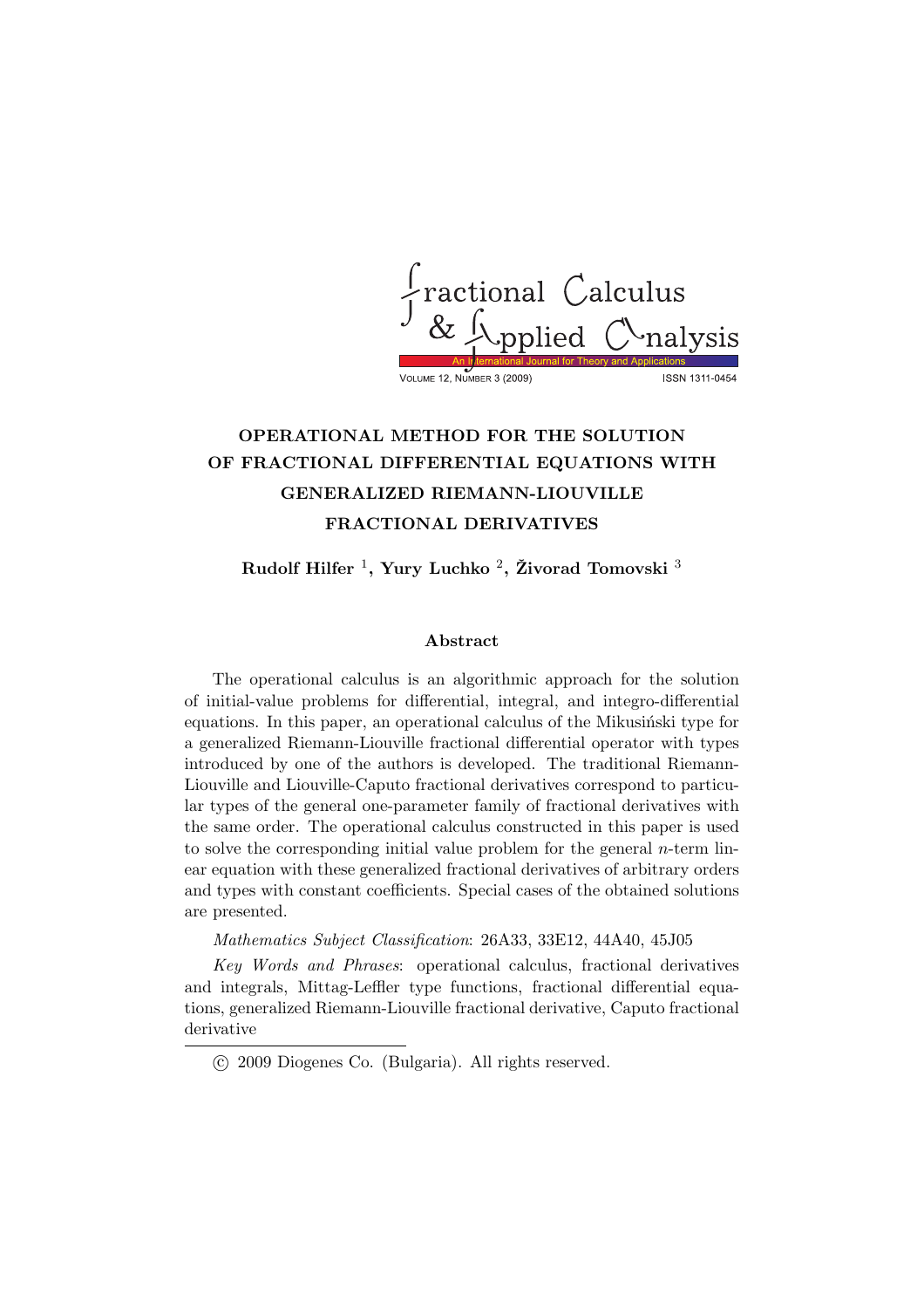# OPERATIONAL METHOD FOR THE SOLUTION OF FRACTIONAL DIFFERENTIAL EQUATIONS WITH GENERALIZED RIEMANN-LIOUVILLE FRACTIONAL DERIVATIVES

**Rudolf Hilfer [1], Yury Luchko [2], Živorad Tomovski [3]**

## Abstract

The operational calculus is an algorithmic approach for the solution of initial-value problems for differential, integral, and integro-differential equations. In this paper, an operational calculus of the Mikusiński type for a generalized Riemann-Liouville fractional differential operator with types introduced by one of the authors is developed. The traditional Riemann-Liouville and Liouville-Caputo fractional derivatives correspond to particular types of the general one-parameter family of fractional derivatives with the same order. The operational calculus constructed in this paper is used to solve the corresponding initial value problem for the general $n$-term linear equation with these generalized fractional derivatives of arbitrary orders and types with constant coefficients. Special cases of the obtained solutions are presented.

*Mathematics Subject Classification*: 26A33, 33E12, 44A40, 45J05

*Key Words and Phrases*: operational calculus, fractional derivatives and integrals, Mittag-Leffler type functions, fractional differential equations, generalized Riemann-Liouville fractional derivative, Caputo fractional derivative

© 2009 Diogenes Co. (Bulgaria). All rights reserved.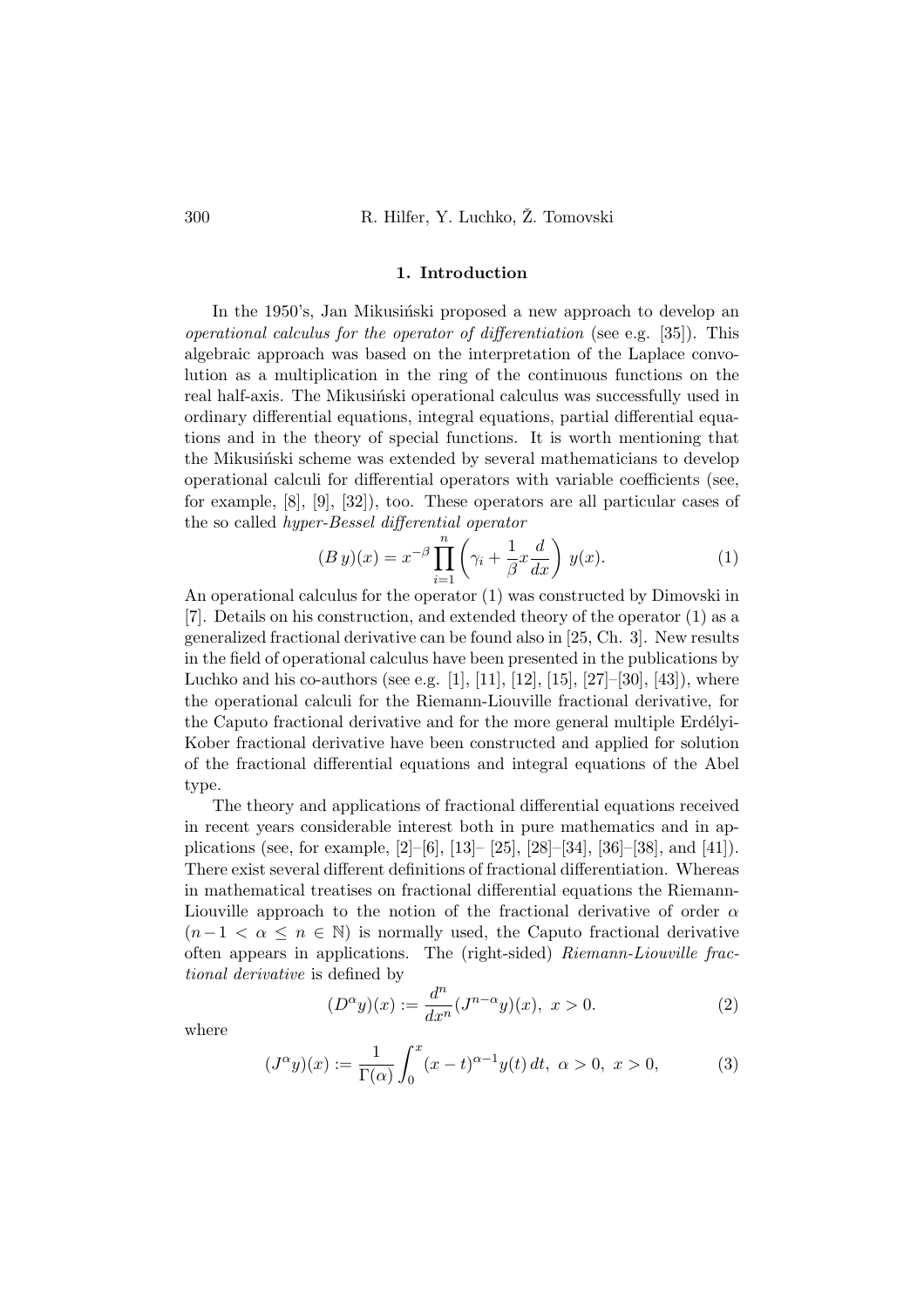## 1. Introduction

In the 1950's, Jan Mikusiński proposed a new approach to develop an *operational calculus for the operator of differentiation* (see e.g. [35]). This algebraic approach was based on the interpretation of the Laplace convolution as a multiplication in the ring of the continuous functions on the real half-axis. The Mikusiński operational calculus was successfully used in ordinary differential equations, integral equations, partial differential equations and in the theory of special functions. It is worth mentioning that the Mikusiński scheme was extended by several mathematicians to develop operational calculi for differential operators with variable coefficients (see, for example, [8], [9], [32]), too. These operators are all particular cases of the so called *hyper-Bessel differential operator*

$$(B\,y)(x) = x^{-\beta} \prod_{i=1}^{n} \left( \gamma_i + \frac{1}{\beta} x \frac{d}{dx} \right) \, y(x). \tag{1}$$

An operational calculus for the operator (1) was constructed by Dimovski in [7]. Details on his construction, and extended theory of the operator (1) as a generalized fractional derivative can be found also in [25, Ch. 3]. New results in the field of operational calculus have been presented in the publications by Luchko and his co-authors (see e.g. [1], [11], [12], [15], [27]–[30], [43]), where the operational calculi for the Riemann-Liouville fractional derivative, for the Caputo fractional derivative and for the more general multiple Erdélyi-Kober fractional derivative have been constructed and applied for solution of the fractional differential equations and integral equations of the Abel type.

The theory and applications of fractional differential equations received in recent years considerable interest both in pure mathematics and in applications (see, for example, [2]–[6], [13]– [25], [28]–[34], [36]–[38], and [41]). There exist several different definitions of fractional differentiation. Whereas in mathematical treatises on fractional differential equations the Riemann-Liouville approach to the notion of the fractional derivative of order $\alpha$ ($n-1 < \alpha \leq n \in \mathbb{N}$) is normally used, the Caputo fractional derivative often appears in applications. The (right-sided) *Riemann-Liouville fractional derivative* is defined by

$$(D^{\alpha} y)(x) := \frac{d^n}{dx^n} (J^{n-\alpha} y)(x), \; x > 0. \tag{2}$$

where

$$(J^{\alpha} y)(x) := \frac{1}{\Gamma(\alpha)} \int_0^x (x-t)^{\alpha-1} y(t)\, dt, \; \alpha > 0, \; x > 0, \tag{3}$$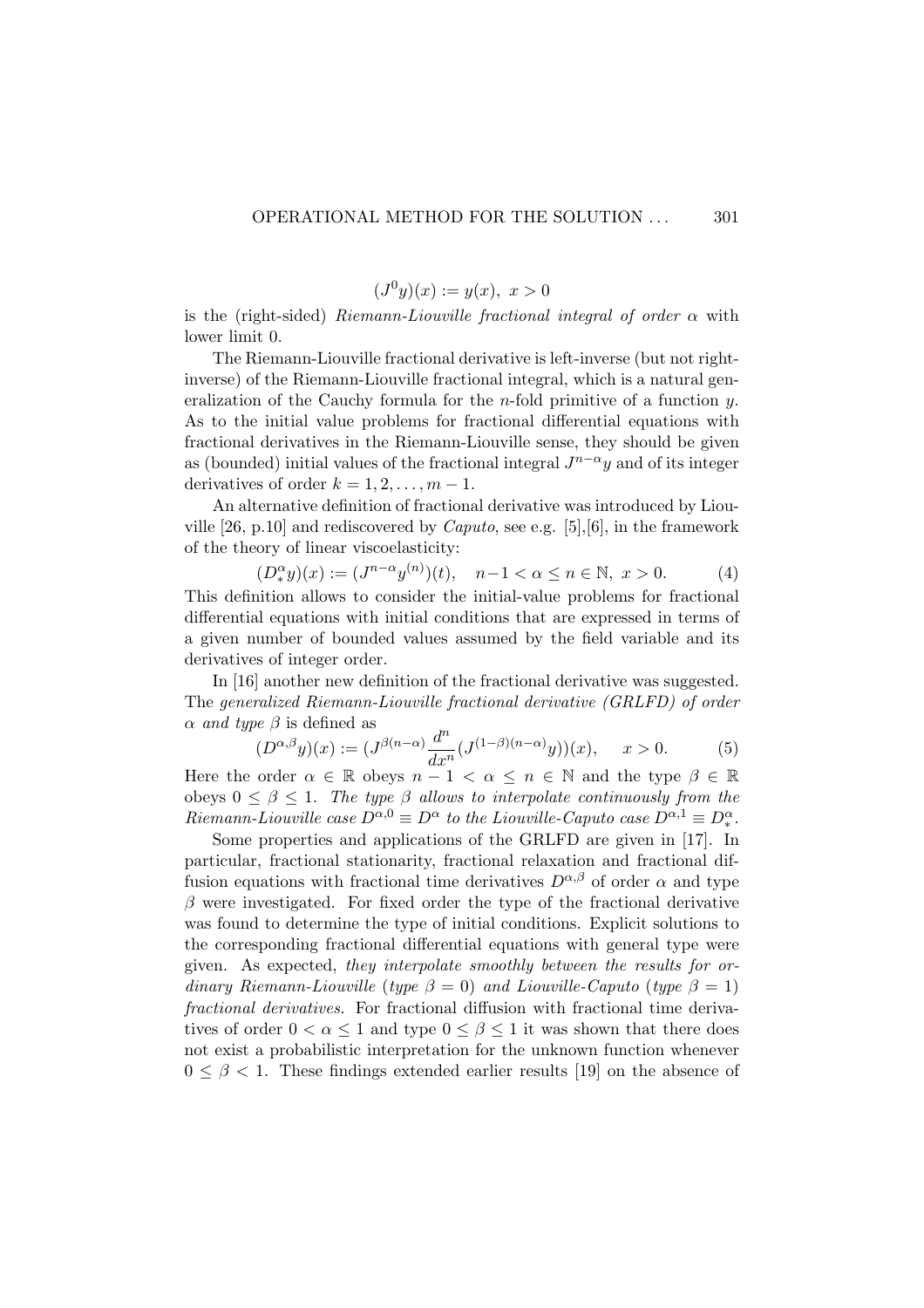$$(J^0 y)(x) := y(x),\ x > 0$$

is the (right-sided) *Riemann-Liouville fractional integral of order* $\alpha$ with lower limit 0.

The Riemann-Liouville fractional derivative is left-inverse (but not right-inverse) of the Riemann-Liouville fractional integral, which is a natural generalization of the Cauchy formula for the $n$-fold primitive of a function $y$. As to the initial value problems for fractional differential equations with fractional derivatives in the Riemann-Liouville sense, they should be given as (bounded) initial values of the fractional integral $J^{n-\alpha}y$ and of its integer derivatives of order $k = 1, 2, \ldots, m-1$.

An alternative definition of fractional derivative was introduced by Liouville [26, p.10] and rediscovered by *Caputo*, see e.g. [5],[6], in the framework of the theory of linear viscoelasticity:

$$(D_*^\alpha y)(x) := (J^{n-\alpha} y^{(n)})(t), \quad n-1 < \alpha \le n \in \mathbb{N},\ x > 0. \tag{4}$$

This definition allows to consider the initial-value problems for fractional differential equations with initial conditions that are expressed in terms of a given number of bounded values assumed by the field variable and its derivatives of integer order.

In [16] another new definition of the fractional derivative was suggested. The *generalized Riemann-Liouville fractional derivative (GRLFD) of order* $\alpha$ *and type* $\beta$ is defined as

$$(D^{\alpha,\beta} y)(x) := (J^{\beta(n-\alpha)} \frac{d^n}{dx^n} (J^{(1-\beta)(n-\alpha)} y))(x), \quad x > 0. \tag{5}$$

Here the order $\alpha \in \mathbb{R}$ obeys $n - 1 < \alpha \le n \in \mathbb{N}$ and the type $\beta \in \mathbb{R}$ obeys $0 \le \beta \le 1$. *The type* $\beta$ *allows to interpolate continuously from the Riemann-Liouville case* $D^{\alpha,0} \equiv D^\alpha$ *to the Liouville-Caputo case* $D^{\alpha,1} \equiv D_*^\alpha$.

Some properties and applications of the GRLFD are given in [17]. In particular, fractional stationarity, fractional relaxation and fractional diffusion equations with fractional time derivatives $D^{\alpha,\beta}$ of order $\alpha$ and type $\beta$ were investigated. For fixed order the type of the fractional derivative was found to determine the type of initial conditions. Explicit solutions to the corresponding fractional differential equations with general type were given. As expected, *they interpolate smoothly between the results for ordinary Riemann-Liouville* (*type* $\beta = 0$) *and Liouville-Caputo* (*type* $\beta = 1$) *fractional derivatives*. For fractional diffusion with fractional time derivatives of order $0 < \alpha \le 1$ and type $0 \le \beta \le 1$ it was shown that there does not exist a probabilistic interpretation for the unknown function whenever $0 \le \beta < 1$. These findings extended earlier results [19] on the absence of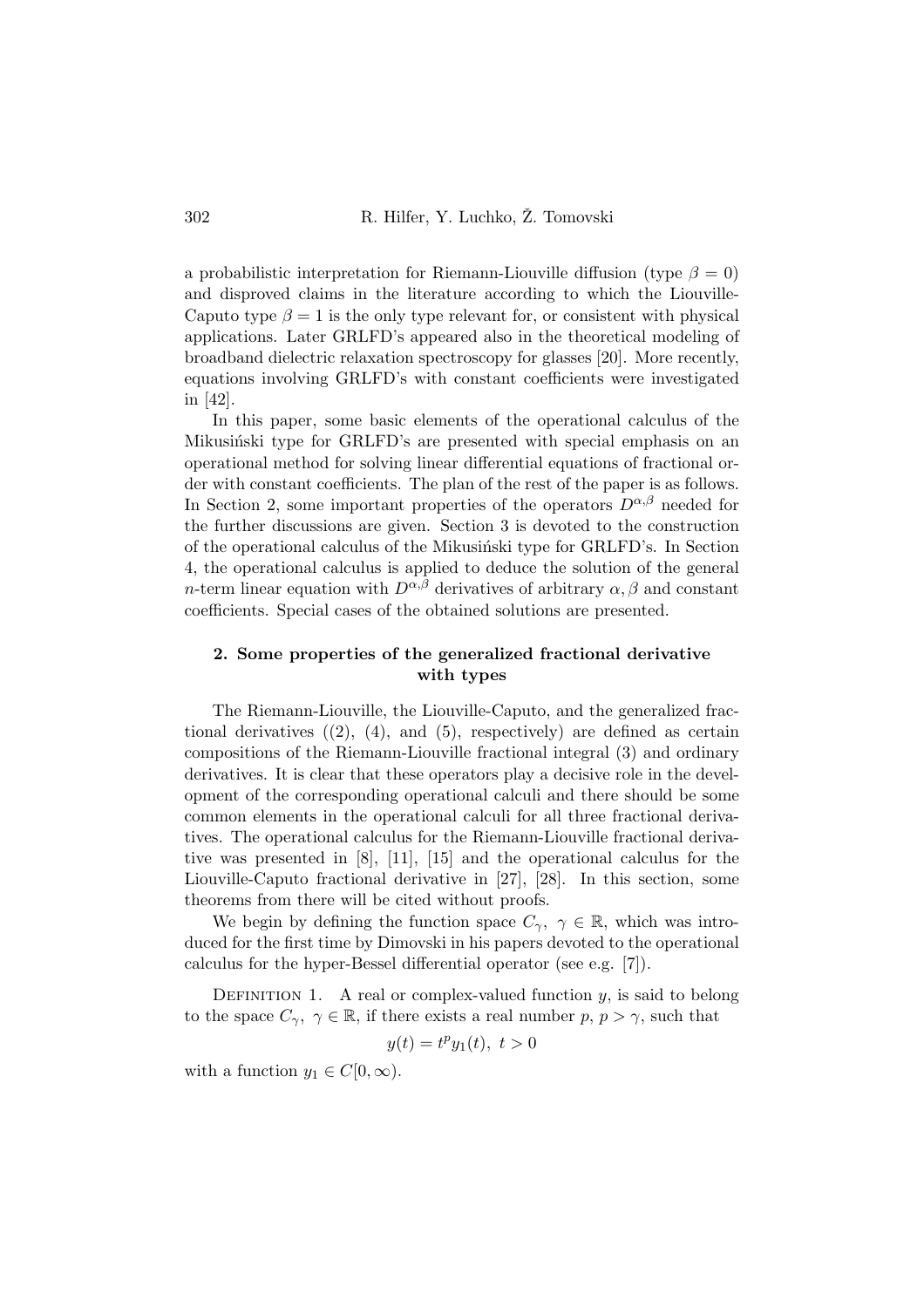a probabilistic interpretation for Riemann-Liouville diffusion (type $\beta = 0$) and disproved claims in the literature according to which the Liouville-Caputo type $\beta = 1$ is the only type relevant for, or consistent with physical applications. Later GRLFD's appeared also in the theoretical modeling of broadband dielectric relaxation spectroscopy for glasses [20]. More recently, equations involving GRLFD's with constant coefficients were investigated in [42].

In this paper, some basic elements of the operational calculus of the Mikusiński type for GRLFD's are presented with special emphasis on an operational method for solving linear differential equations of fractional order with constant coefficients. The plan of the rest of the paper is as follows. In Section 2, some important properties of the operators $D^{\alpha,\beta}$ needed for the further discussions are given. Section 3 is devoted to the construction of the operational calculus of the Mikusiński type for GRLFD's. In Section 4, the operational calculus is applied to deduce the solution of the general $n$-term linear equation with $D^{\alpha,\beta}$ derivatives of arbitrary $\alpha, \beta$ and constant coefficients. Special cases of the obtained solutions are presented.

## 2. Some properties of the generalized fractional derivative with types

The Riemann-Liouville, the Liouville-Caputo, and the generalized fractional derivatives ((2), (4), and (5), respectively) are defined as certain compositions of the Riemann-Liouville fractional integral (3) and ordinary derivatives. It is clear that these operators play a decisive role in the development of the corresponding operational calculi and there should be some common elements in the operational calculi for all three fractional derivatives. The operational calculus for the Riemann-Liouville fractional derivative was presented in [8], [11], [15] and the operational calculus for the Liouville-Caputo fractional derivative in [27], [28]. In this section, some theorems from there will be cited without proofs.

We begin by defining the function space $C_\gamma,\ \gamma \in \mathbb{R}$, which was introduced for the first time by Dimovski in his papers devoted to the operational calculus for the hyper-Bessel differential operator (see e.g. [7]).

Definition 1. A real or complex-valued function $y$, is said to belong to the space $C_\gamma,\ \gamma \in \mathbb{R}$, if there exists a real number $p$, $p > \gamma$, such that

$$y(t) = t^p y_1(t),\ t > 0$$

with a function $y_1 \in C[0, \infty)$.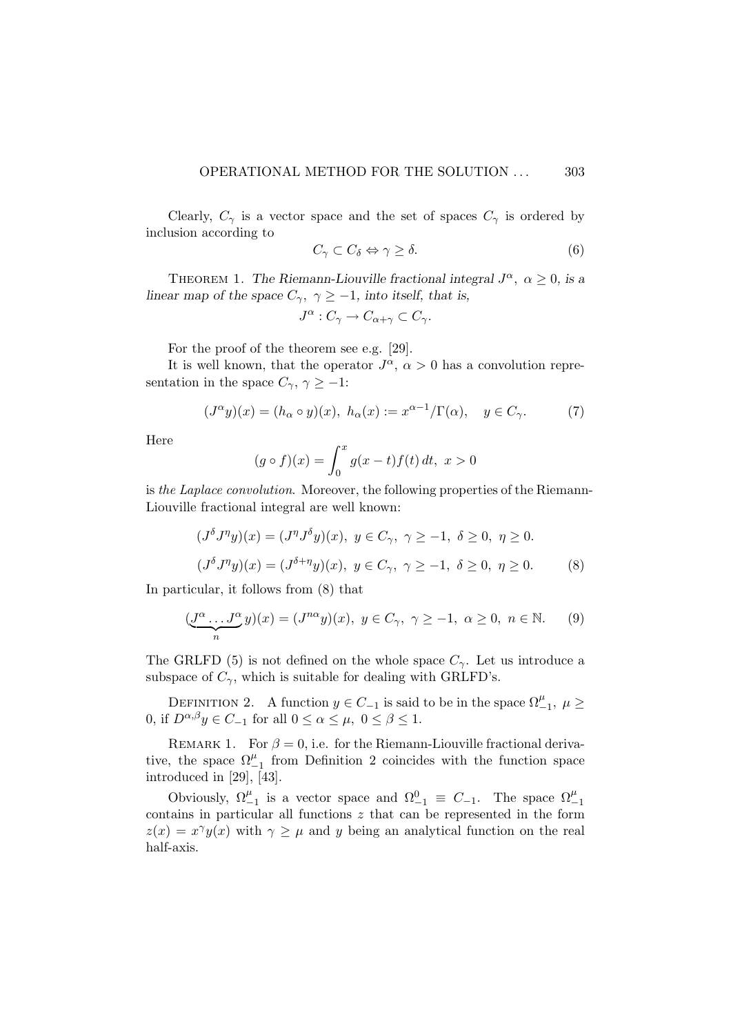Clearly, $C_\gamma$ is a vector space and the set of spaces $C_\gamma$ is ordered by inclusion according to

$$C_\gamma \subset C_\delta \Leftrightarrow \gamma \geq \delta. \tag{6}$$

THEOREM 1. *The Riemann-Liouville fractional integral $J^\alpha$, $\alpha \geq 0$, is a linear map of the space $C_\gamma$, $\gamma \geq -1$, into itself, that is,*

$$J^\alpha : C_\gamma \to C_{\alpha+\gamma} \subset C_\gamma.$$

For the proof of the theorem see e.g. [29].

It is well known, that the operator $J^\alpha$, $\alpha > 0$ has a convolution representation in the space $C_\gamma$, $\gamma \geq -1$:

$$(J^\alpha y)(x) = (h_\alpha \circ y)(x),\ h_\alpha(x) := x^{\alpha-1}/\Gamma(\alpha), \quad y \in C_\gamma. \tag{7}$$

Here

$$(g \circ f)(x) = \int_0^x g(x-t)f(t)\,dt,\ x > 0$$

is *the Laplace convolution*. Moreover, the following properties of the Riemann-Liouville fractional integral are well known:

$$(J^\delta J^\eta y)(x) = (J^\eta J^\delta y)(x),\ y \in C_\gamma,\ \gamma \geq -1,\ \delta \geq 0,\ \eta \geq 0.$$

$$(J^\delta J^\eta y)(x) = (J^{\delta+\eta} y)(x),\ y \in C_\gamma,\ \gamma \geq -1,\ \delta \geq 0,\ \eta \geq 0. \tag{8}$$

In particular, it follows from (8) that

$$(\underbrace{J^\alpha \ldots J^\alpha}_{n} y)(x) = (J^{n\alpha} y)(x),\ y \in C_\gamma,\ \gamma \geq -1,\ \alpha \geq 0,\ n \in \mathbb{N}. \tag{9}$$

The GRLFD (5) is not defined on the whole space $C_\gamma$. Let us introduce a subspace of $C_\gamma$, which is suitable for dealing with GRLFD's.

DEFINITION 2. A function $y \in C_{-1}$ is said to be in the space $\Omega_{-1}^\mu$, $\mu \geq 0$, if $D^{\alpha,\beta} y \in C_{-1}$ for all $0 \leq \alpha \leq \mu$, $0 \leq \beta \leq 1$.

REMARK 1. For $\beta = 0$, i.e. for the Riemann-Liouville fractional derivative, the space $\Omega_{-1}^\mu$ from Definition 2 coincides with the function space introduced in [29], [43].

Obviously, $\Omega_{-1}^\mu$ is a vector space and $\Omega_{-1}^0 \equiv C_{-1}$. The space $\Omega_{-1}^\mu$ contains in particular all functions $z$ that can be represented in the form $z(x) = x^\gamma y(x)$ with $\gamma \geq \mu$ and $y$ being an analytical function on the real half-axis.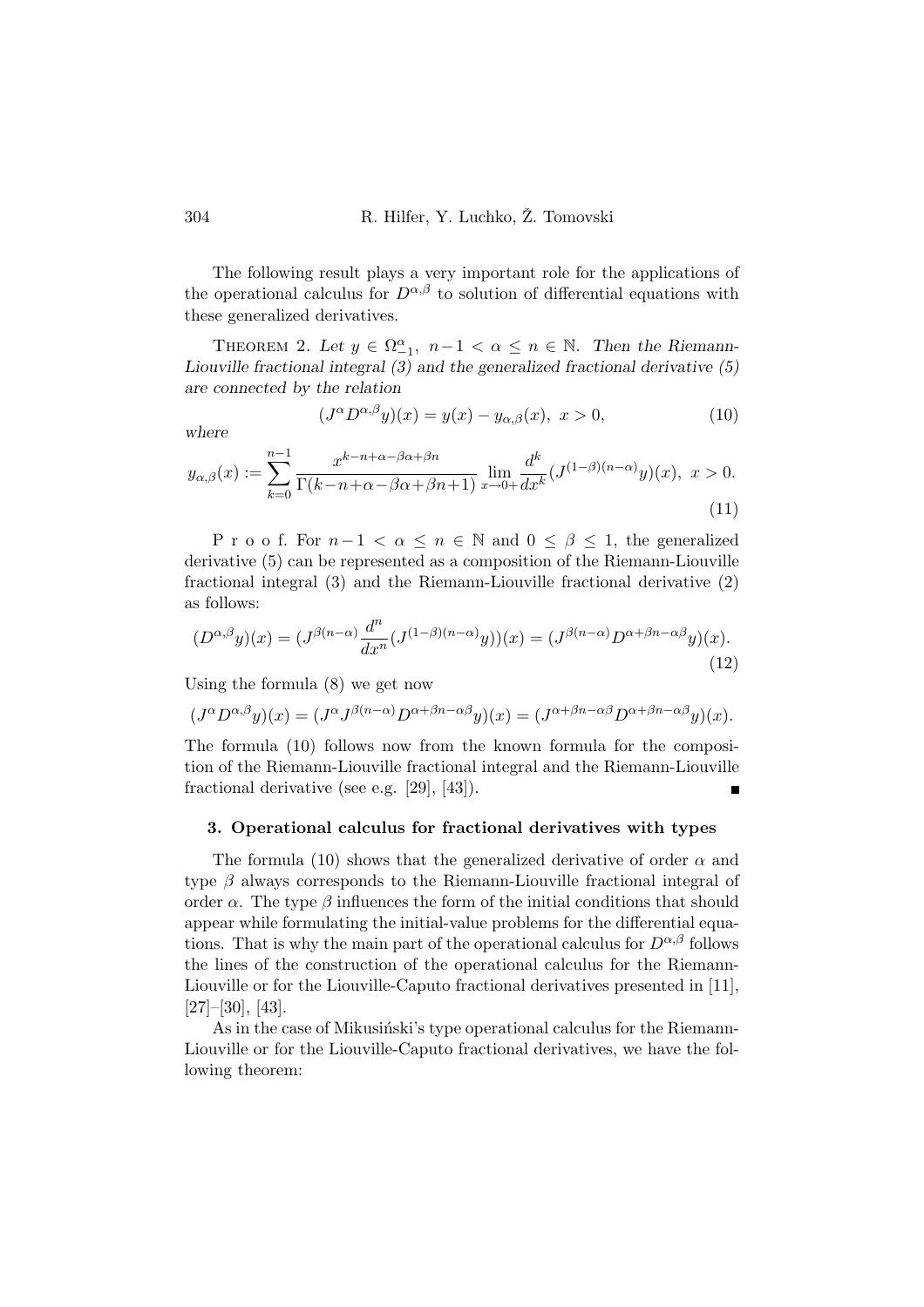The following result plays a very important role for the applications of the operational calculus for $D^{\alpha,\beta}$ to solution of differential equations with these generalized derivatives.

THEOREM 2. *Let $y \in \Omega_{-1}^{\alpha}$, $n-1 < \alpha \le n \in \mathbb{N}$. Then the Riemann-Liouville fractional integral (3) and the generalized fractional derivative (5) are connected by the relation*

$$(J^{\alpha} D^{\alpha,\beta} y)(x) = y(x) - y_{\alpha,\beta}(x), \ x > 0, \tag{10}$$

*where*

$$y_{\alpha,\beta}(x) := \sum_{k=0}^{n-1} \frac{x^{k-n+\alpha-\beta\alpha+\beta n}}{\Gamma(k-n+\alpha-\beta\alpha+\beta n+1)} \lim_{x\to 0+} \frac{d^k}{dx^k} (J^{(1-\beta)(n-\alpha)} y)(x), \ x > 0. \tag{11}$$

P r o o f. For $n-1 < \alpha \le n \in \mathbb{N}$ and $0 \le \beta \le 1$, the generalized derivative (5) can be represented as a composition of the Riemann-Liouville fractional integral (3) and the Riemann-Liouville fractional derivative (2) as follows:

$$(D^{\alpha,\beta} y)(x) = (J^{\beta(n-\alpha)} \frac{d^n}{dx^n} (J^{(1-\beta)(n-\alpha)} y))(x) = (J^{\beta(n-\alpha)} D^{\alpha+\beta n-\alpha\beta} y)(x). \tag{12}$$

Using the formula (8) we get now

$$(J^{\alpha} D^{\alpha,\beta} y)(x) = (J^{\alpha} J^{\beta(n-\alpha)} D^{\alpha+\beta n-\alpha\beta} y)(x) = (J^{\alpha+\beta n-\alpha\beta} D^{\alpha+\beta n-\alpha\beta} y)(x).$$

The formula (10) follows now from the known formula for the composition of the Riemann-Liouville fractional integral and the Riemann-Liouville fractional derivative (see e.g. [29], [43]). ∎

### 3. Operational calculus for fractional derivatives with types

The formula (10) shows that the generalized derivative of order $\alpha$ and type $\beta$ always corresponds to the Riemann-Liouville fractional integral of order $\alpha$. The type $\beta$ influences the form of the initial conditions that should appear while formulating the initial-value problems for the differential equations. That is why the main part of the operational calculus for $D^{\alpha,\beta}$ follows the lines of the construction of the operational calculus for the Riemann-Liouville or for the Liouville-Caputo fractional derivatives presented in [11], [27]–[30], [43].

As in the case of Mikusiński's type operational calculus for the Riemann-Liouville or for the Liouville-Caputo fractional derivatives, we have the following theorem: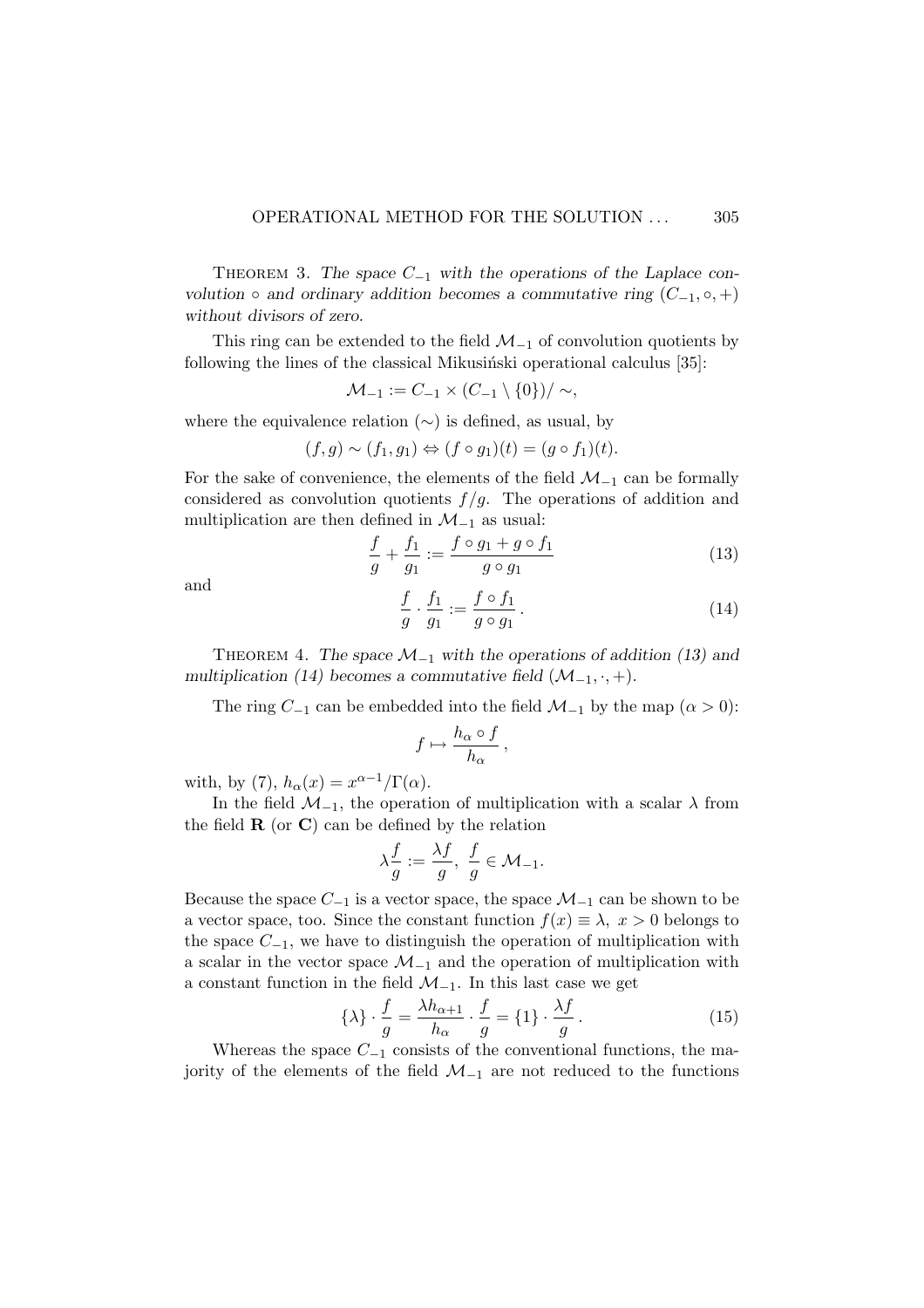THEOREM 3. *The space $C_{-1}$ with the operations of the Laplace convolution $\circ$ and ordinary addition becomes a commutative ring $(C_{-1}, \circ, +)$ without divisors of zero.*

This ring can be extended to the field $\mathcal{M}_{-1}$ of convolution quotients by following the lines of the classical Mikusiński operational calculus [35]:

$$\mathcal{M}_{-1} := C_{-1} \times (C_{-1} \setminus \{0\}) / \sim,$$

where the equivalence relation ($\sim$) is defined, as usual, by

$$(f, g) \sim (f_1, g_1) \Leftrightarrow (f \circ g_1)(t) = (g \circ f_1)(t).$$

For the sake of convenience, the elements of the field $\mathcal{M}_{-1}$ can be formally considered as convolution quotients $f/g$. The operations of addition and multiplication are then defined in $\mathcal{M}_{-1}$ as usual:

$$\frac{f}{g} + \frac{f_1}{g_1} := \frac{f \circ g_1 + g \circ f_1}{g \circ g_1} \tag{13}$$

and

$$\frac{f}{g} \cdot \frac{f_1}{g_1} := \frac{f \circ f_1}{g \circ g_1} \,. \tag{14}$$

THEOREM 4. *The space $\mathcal{M}_{-1}$ with the operations of addition (13) and multiplication (14) becomes a commutative field $(\mathcal{M}_{-1}, \cdot, +)$.*

The ring $C_{-1}$ can be embedded into the field $\mathcal{M}_{-1}$ by the map ($\alpha > 0$):

$$f \mapsto \frac{h_\alpha \circ f}{h_\alpha} \,,$$

with, by (7), $h_\alpha(x) = x^{\alpha-1}/\Gamma(\alpha)$.

In the field $\mathcal{M}_{-1}$, the operation of multiplication with a scalar $\lambda$ from the field $\mathbf{R}$ (or $\mathbf{C}$) can be defined by the relation

$$\lambda \frac{f}{g} := \frac{\lambda f}{g}, \;\; \frac{f}{g} \in \mathcal{M}_{-1}.$$

Because the space $C_{-1}$ is a vector space, the space $\mathcal{M}_{-1}$ can be shown to be a vector space, too. Since the constant function $f(x) \equiv \lambda, \; x > 0$ belongs to the space $C_{-1}$, we have to distinguish the operation of multiplication with a scalar in the vector space $\mathcal{M}_{-1}$ and the operation of multiplication with a constant function in the field $\mathcal{M}_{-1}$. In this last case we get

$$\{\lambda\} \cdot \frac{f}{g} = \frac{\lambda h_{\alpha+1}}{h_\alpha} \cdot \frac{f}{g} = \{1\} \cdot \frac{\lambda f}{g} \,. \tag{15}$$

Whereas the space $C_{-1}$ consists of the conventional functions, the majority of the elements of the field $\mathcal{M}_{-1}$ are not reduced to the functions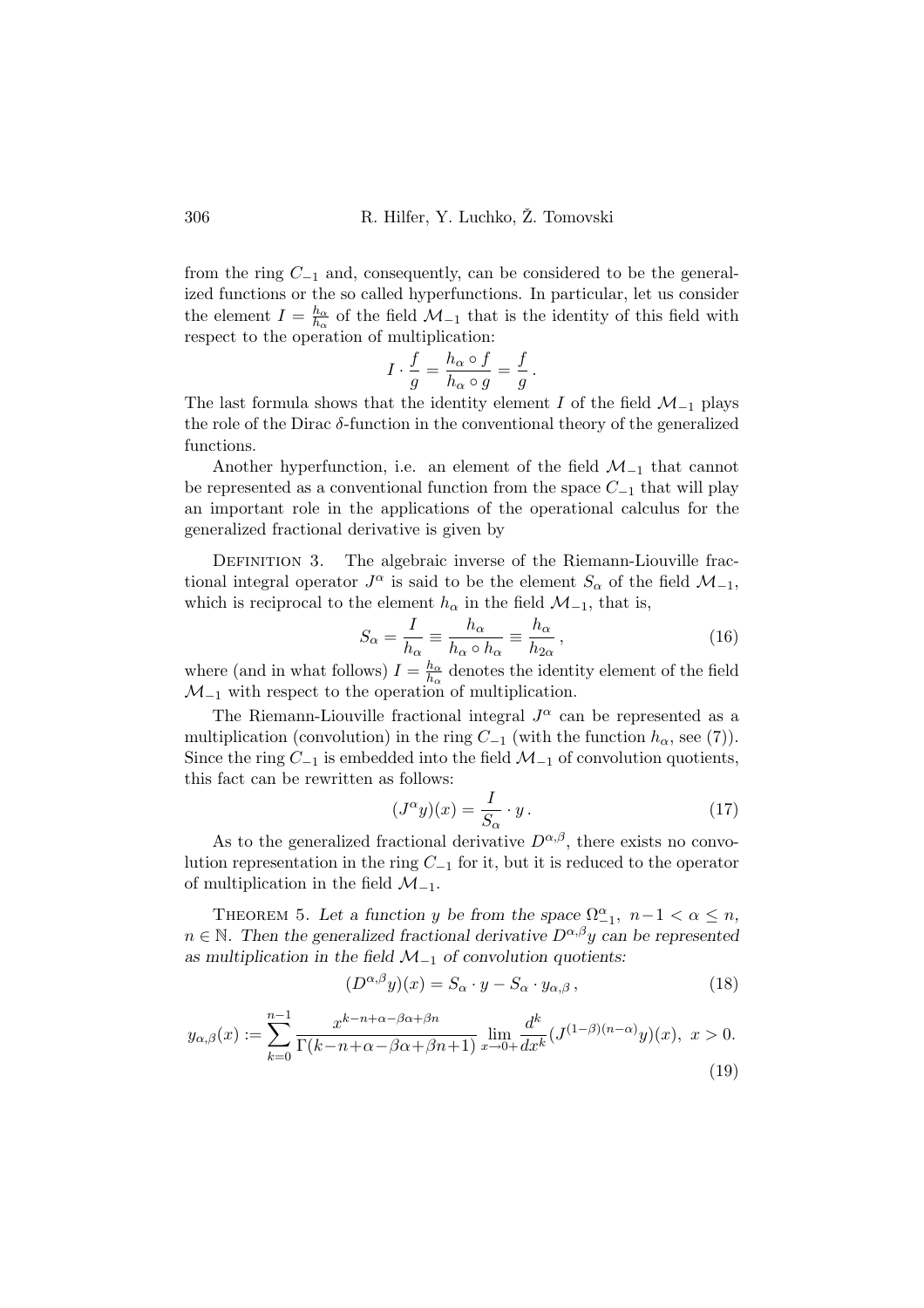from the ring $C_{-1}$ and, consequently, can be considered to be the generalized functions or the so called hyperfunctions. In particular, let us consider the element $I = \frac{h_\alpha}{h_\alpha}$ of the field $\mathcal{M}_{-1}$ that is the identity of this field with respect to the operation of multiplication:

$$I \cdot \frac{f}{g} = \frac{h_\alpha \circ f}{h_\alpha \circ g} = \frac{f}{g}\,.$$

The last formula shows that the identity element $I$ of the field $\mathcal{M}_{-1}$ plays the role of the Dirac $\delta$-function in the conventional theory of the generalized functions.

Another hyperfunction, i.e. an element of the field $\mathcal{M}_{-1}$ that cannot be represented as a conventional function from the space $C_{-1}$ that will play an important role in the applications of the operational calculus for the generalized fractional derivative is given by

Definition 3. The algebraic inverse of the Riemann-Liouville fractional integral operator $J^\alpha$ is said to be the element $S_\alpha$ of the field $\mathcal{M}_{-1}$, which is reciprocal to the element $h_\alpha$ in the field $\mathcal{M}_{-1}$, that is,

$$S_\alpha = \frac{I}{h_\alpha} \equiv \frac{h_\alpha}{h_\alpha \circ h_\alpha} \equiv \frac{h_\alpha}{h_{2\alpha}}\,, \tag{16}$$

where (and in what follows) $I = \frac{h_\alpha}{h_\alpha}$ denotes the identity element of the field $\mathcal{M}_{-1}$ with respect to the operation of multiplication.

The Riemann-Liouville fractional integral $J^\alpha$ can be represented as a multiplication (convolution) in the ring $C_{-1}$ (with the function $h_\alpha$, see (7)). Since the ring $C_{-1}$ is embedded into the field $\mathcal{M}_{-1}$ of convolution quotients, this fact can be rewritten as follows:

$$(J^\alpha y)(x) = \frac{I}{S_\alpha} \cdot y\,. \tag{17}$$

As to the generalized fractional derivative $D^{\alpha,\beta}$, there exists no convolution representation in the ring $C_{-1}$ for it, but it is reduced to the operator of multiplication in the field $\mathcal{M}_{-1}$.

Theorem 5. *Let a function $y$ be from the space $\Omega^\alpha_{-1},\ n-1 < \alpha \le n$, $n \in \mathbb{N}$. Then the generalized fractional derivative $D^{\alpha,\beta}y$ can be represented as multiplication in the field $\mathcal{M}_{-1}$ of convolution quotients:*

$$(D^{\alpha,\beta}y)(x) = S_\alpha \cdot y - S_\alpha \cdot y_{\alpha,\beta}\,, \tag{18}$$

$$y_{\alpha,\beta}(x) := \sum_{k=0}^{n-1} \frac{x^{k-n+\alpha-\beta\alpha+\beta n}}{\Gamma(k-n+\alpha-\beta\alpha+\beta n+1)} \lim_{x\to 0+} \frac{d^k}{dx^k}(J^{(1-\beta)(n-\alpha)}y)(x),\ x>0. \tag{19}$$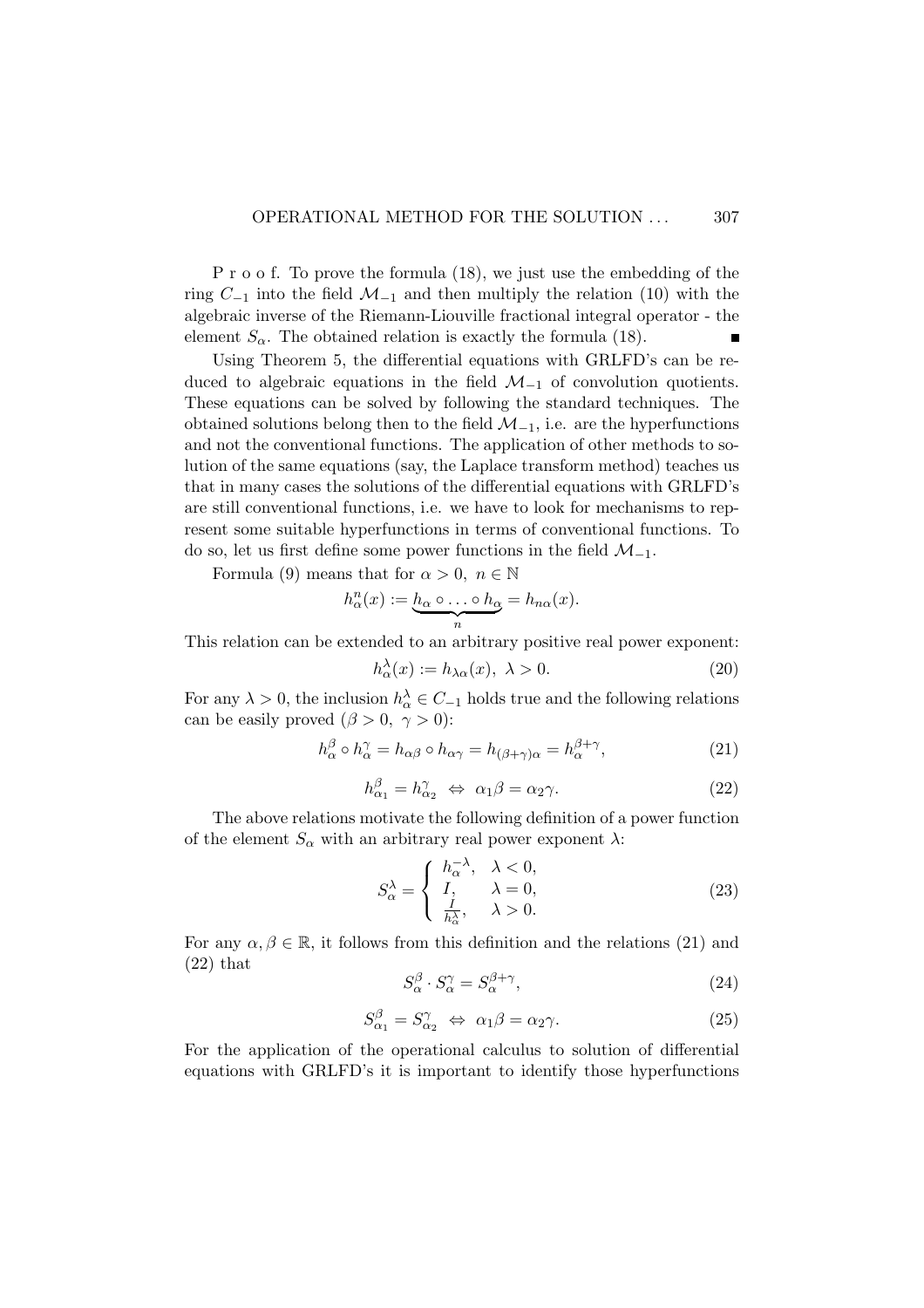P r o o f. To prove the formula (18), we just use the embedding of the ring $C_{-1}$ into the field $\mathcal{M}_{-1}$ and then multiply the relation (10) with the algebraic inverse of the Riemann-Liouville fractional integral operator - the element $S_\alpha$. The obtained relation is exactly the formula (18). ■

Using Theorem 5, the differential equations with GRLFD's can be reduced to algebraic equations in the field $\mathcal{M}_{-1}$ of convolution quotients. These equations can be solved by following the standard techniques. The obtained solutions belong then to the field $\mathcal{M}_{-1}$, i.e. are the hyperfunctions and not the conventional functions. The application of other methods to solution of the same equations (say, the Laplace transform method) teaches us that in many cases the solutions of the differential equations with GRLFD's are still conventional functions, i.e. we have to look for mechanisms to represent some suitable hyperfunctions in terms of conventional functions. To do so, let us first define some power functions in the field $\mathcal{M}_{-1}$.

Formula (9) means that for $\alpha > 0,\ n \in \mathbb{N}$

$$h_\alpha^n(x) := \underbrace{h_\alpha \circ \ldots \circ h_\alpha}_{n} = h_{n\alpha}(x).$$

This relation can be extended to an arbitrary positive real power exponent:

$$h_\alpha^\lambda(x) := h_{\lambda\alpha}(x),\ \lambda > 0. \tag{20}$$

For any $\lambda > 0$, the inclusion $h_\alpha^\lambda \in C_{-1}$ holds true and the following relations can be easily proved ($\beta > 0,\ \gamma > 0$):

$$h_\alpha^\beta \circ h_\alpha^\gamma = h_{\alpha\beta} \circ h_{\alpha\gamma} = h_{(\beta+\gamma)\alpha} = h_\alpha^{\beta+\gamma}, \tag{21}$$

$$h_{\alpha_1}^\beta = h_{\alpha_2}^\gamma \ \Leftrightarrow\ \alpha_1\beta = \alpha_2\gamma. \tag{22}$$

The above relations motivate the following definition of a power function of the element $S_\alpha$ with an arbitrary real power exponent $\lambda$:

$$S_\alpha^\lambda = \begin{cases} h_\alpha^{-\lambda}, & \lambda < 0, \\ I, & \lambda = 0, \\ \frac{I}{h_\alpha^\lambda}, & \lambda > 0. \end{cases} \tag{23}$$

For any $\alpha, \beta \in \mathbb{R}$, it follows from this definition and the relations (21) and (22) that

$$S_\alpha^\beta \cdot S_\alpha^\gamma = S_\alpha^{\beta+\gamma}, \tag{24}$$

$$S_{\alpha_1}^\beta = S_{\alpha_2}^\gamma \ \Leftrightarrow\ \alpha_1\beta = \alpha_2\gamma. \tag{25}$$

For the application of the operational calculus to solution of differential equations with GRLFD's it is important to identify those hyperfunctions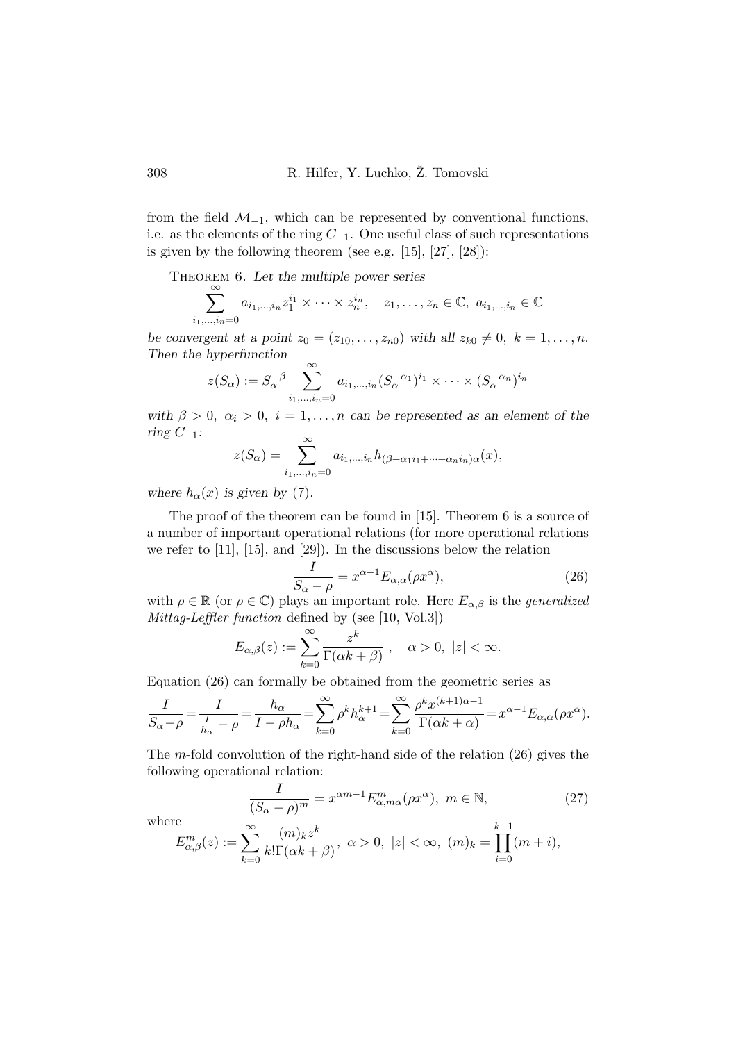from the field $\mathcal{M}_{-1}$, which can be represented by conventional functions, i.e. as the elements of the ring $C_{-1}$. One useful class of such representations is given by the following theorem (see e.g. [15], [27], [28]):

THEOREM 6. *Let the multiple power series*

$$\sum_{i_1,\ldots,i_n=0}^{\infty} a_{i_1,\ldots,i_n} z_1^{i_1} \times \cdots \times z_n^{i_n}, \quad z_1,\ldots,z_n \in \mathbb{C},\ a_{i_1,\ldots,i_n} \in \mathbb{C}$$

*be convergent at a point* $z_0 = (z_{10},\ldots,z_{n0})$ *with all* $z_{k0} \neq 0,\ k = 1,\ldots,n$. *Then the hyperfunction*

$$z(S_\alpha) := S_\alpha^{-\beta} \sum_{i_1,\ldots,i_n=0}^{\infty} a_{i_1,\ldots,i_n} (S_\alpha^{-\alpha_1})^{i_1} \times \cdots \times (S_\alpha^{-\alpha_n})^{i_n}$$

*with* $\beta > 0,\ \alpha_i > 0,\ i = 1,\ldots,n$ *can be represented as an element of the ring* $C_{-1}$*:*

$$z(S_\alpha) = \sum_{i_1,\ldots,i_n=0}^{\infty} a_{i_1,\ldots,i_n} h_{(\beta+\alpha_1 i_1+\cdots+\alpha_n i_n)\alpha}(x),$$

*where* $h_\alpha(x)$ *is given by* (7).

The proof of the theorem can be found in [15]. Theorem 6 is a source of a number of important operational relations (for more operational relations we refer to [11], [15], and [29]). In the discussions below the relation

$$\frac{I}{S_\alpha - \rho} = x^{\alpha-1} E_{\alpha,\alpha}(\rho x^\alpha), \tag{26}$$

with $\rho \in \mathbb{R}$ (or $\rho \in \mathbb{C}$) plays an important role. Here $E_{\alpha,\beta}$ is the *generalized Mittag-Leffler function* defined by (see [10, Vol.3])

$$E_{\alpha,\beta}(z) := \sum_{k=0}^{\infty} \frac{z^k}{\Gamma(\alpha k + \beta)}, \quad \alpha > 0,\ |z| < \infty.$$

Equation (26) can formally be obtained from the geometric series as

$$\frac{I}{S_\alpha - \rho} = \frac{I}{\frac{I}{h_\alpha} - \rho} = \frac{h_\alpha}{I - \rho h_\alpha} = \sum_{k=0}^{\infty} \rho^k h_\alpha^{k+1} = \sum_{k=0}^{\infty} \frac{\rho^k x^{(k+1)\alpha-1}}{\Gamma(\alpha k + \alpha)} = x^{\alpha-1} E_{\alpha,\alpha}(\rho x^\alpha).$$

The $m$-fold convolution of the right-hand side of the relation (26) gives the following operational relation:

$$\frac{I}{(S_\alpha - \rho)^m} = x^{\alpha m - 1} E_{\alpha,m\alpha}^m(\rho x^\alpha),\ m \in \mathbb{N}, \tag{27}$$

where

$$E_{\alpha,\beta}^m(z) := \sum_{k=0}^{\infty} \frac{(m)_k z^k}{k!\Gamma(\alpha k + \beta)},\ \alpha > 0,\ |z| < \infty,\ (m)_k = \prod_{i=0}^{k-1}(m+i),$$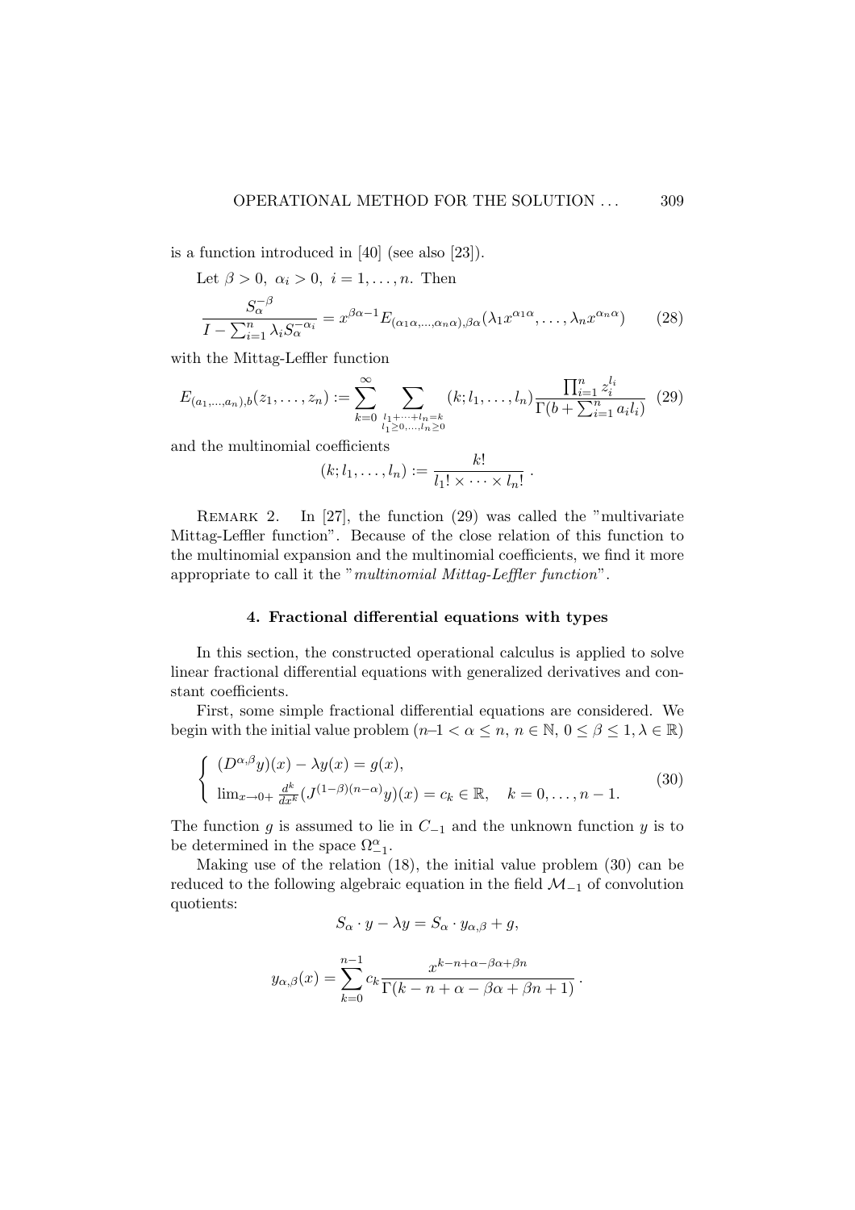is a function introduced in [40] (see also [23]).

Let $\beta > 0,\ \alpha_i > 0,\ i = 1, \ldots, n$. Then

$$\frac{S_\alpha^{-\beta}}{I - \sum_{i=1}^n \lambda_i S_\alpha^{-\alpha_i}} = x^{\beta\alpha - 1} E_{(\alpha_1\alpha, \ldots, \alpha_n\alpha), \beta\alpha}(\lambda_1 x^{\alpha_1\alpha}, \ldots, \lambda_n x^{\alpha_n\alpha}) \tag{28}$$

with the Mittag-Leffler function

$$E_{(a_1, \ldots, a_n), b}(z_1, \ldots, z_n) := \sum_{k=0}^{\infty} \sum_{\substack{l_1 + \cdots + l_n = k \\ l_1 \geq 0, \ldots, l_n \geq 0}} (k; l_1, \ldots, l_n) \frac{\prod_{i=1}^n z_i^{l_i}}{\Gamma(b + \sum_{i=1}^n a_i l_i)} \tag{29}$$

and the multinomial coefficients

$$(k; l_1, \ldots, l_n) := \frac{k!}{l_1! \times \cdots \times l_n!}\ .$$

REMARK 2. In [27], the function (29) was called the "multivariate Mittag-Leffler function". Because of the close relation of this function to the multinomial expansion and the multinomial coefficients, we find it more appropriate to call it the "*multinomial Mittag-Leffler function*".

## 4. Fractional differential equations with types

In this section, the constructed operational calculus is applied to solve linear fractional differential equations with generalized derivatives and constant coefficients.

First, some simple fractional differential equations are considered. We begin with the initial value problem ($n$–$1 < \alpha \leq n,\ n \in \mathbb{N},\ 0 \leq \beta \leq 1, \lambda \in \mathbb{R}$)

$$\begin{cases} (D^{\alpha,\beta} y)(x) - \lambda y(x) = g(x), \\ \lim_{x \to 0+} \frac{d^k}{dx^k} (J^{(1-\beta)(n-\alpha)} y)(x) = c_k \in \mathbb{R}, \quad k = 0, \ldots, n-1. \end{cases} \tag{30}$$

The function $g$ is assumed to lie in $C_{-1}$ and the unknown function $y$ is to be determined in the space $\Omega_{-1}^\alpha$.

Making use of the relation (18), the initial value problem (30) can be reduced to the following algebraic equation in the field $\mathcal{M}_{-1}$ of convolution quotients:

$$S_\alpha \cdot y - \lambda y = S_\alpha \cdot y_{\alpha,\beta} + g,$$

$$y_{\alpha,\beta}(x) = \sum_{k=0}^{n-1} c_k \frac{x^{k-n+\alpha-\beta\alpha+\beta n}}{\Gamma(k - n + \alpha - \beta\alpha + \beta n + 1)}\ .$$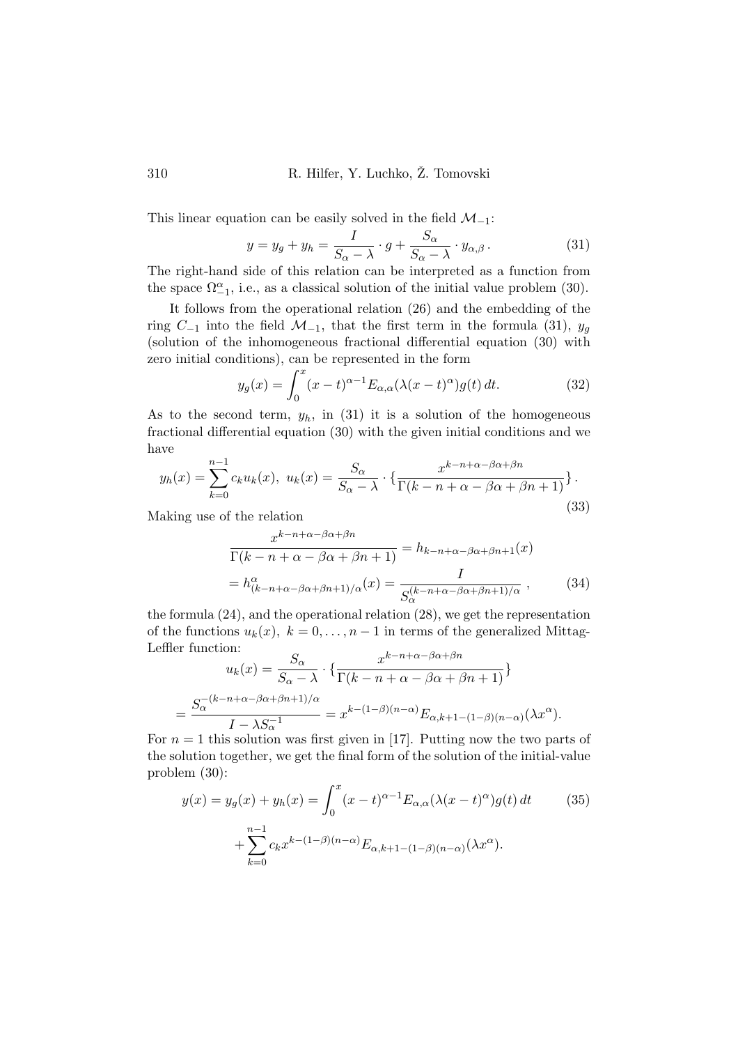This linear equation can be easily solved in the field $\mathcal{M}_{-1}$:

$$y = y_g + y_h = \frac{I}{S_\alpha - \lambda} \cdot g + \frac{S_\alpha}{S_\alpha - \lambda} \cdot y_{\alpha,\beta}\,. \tag{31}$$

The right-hand side of this relation can be interpreted as a function from the space $\Omega^\alpha_{-1}$, i.e., as a classical solution of the initial value problem (30).

It follows from the operational relation (26) and the embedding of the ring $C_{-1}$ into the field $\mathcal{M}_{-1}$, that the first term in the formula (31), $y_g$ (solution of the inhomogeneous fractional differential equation (30) with zero initial conditions), can be represented in the form

$$y_g(x) = \int_0^x (x-t)^{\alpha-1} E_{\alpha,\alpha}(\lambda(x-t)^\alpha) g(t)\, dt. \tag{32}$$

As to the second term, $y_h$, in (31) it is a solution of the homogeneous fractional differential equation (30) with the given initial conditions and we have

$$y_h(x) = \sum_{k=0}^{n-1} c_k u_k(x),\ u_k(x) = \frac{S_\alpha}{S_\alpha - \lambda} \cdot \{ \frac{x^{k-n+\alpha-\beta\alpha+\beta n}}{\Gamma(k-n+\alpha-\beta\alpha+\beta n+1)} \}\,. \tag{33}$$

Making use of the relation

$$\frac{x^{k-n+\alpha-\beta\alpha+\beta n}}{\Gamma(k-n+\alpha-\beta\alpha+\beta n+1)} = h_{k-n+\alpha-\beta\alpha+\beta n+1}(x)$$

$$= h^\alpha_{(k-n+\alpha-\beta\alpha+\beta n+1)/\alpha}(x) = \frac{I}{S_\alpha^{(k-n+\alpha-\beta\alpha+\beta n+1)/\alpha}}\,, \tag{34}$$

the formula (24), and the operational relation (28), we get the representation of the functions $u_k(x),\ k = 0, \ldots, n-1$ in terms of the generalized Mittag-Leffler function:

$$u_k(x) = \frac{S_\alpha}{S_\alpha - \lambda} \cdot \{ \frac{x^{k-n+\alpha-\beta\alpha+\beta n}}{\Gamma(k-n+\alpha-\beta\alpha+\beta n+1)} \}$$

$$= \frac{S_\alpha^{-(k-n+\alpha-\beta\alpha+\beta n+1)/\alpha}}{I - \lambda S_\alpha^{-1}} = x^{k-(1-\beta)(n-\alpha)} E_{\alpha,k+1-(1-\beta)(n-\alpha)}(\lambda x^\alpha).$$

For $n = 1$ this solution was first given in [17]. Putting now the two parts of the solution together, we get the final form of the solution of the initial-value problem (30):

$$y(x) = y_g(x) + y_h(x) = \int_0^x (x-t)^{\alpha-1} E_{\alpha,\alpha}(\lambda(x-t)^\alpha) g(t)\, dt \tag{35}$$

$$+ \sum_{k=0}^{n-1} c_k x^{k-(1-\beta)(n-\alpha)} E_{\alpha,k+1-(1-\beta)(n-\alpha)}(\lambda x^\alpha).$$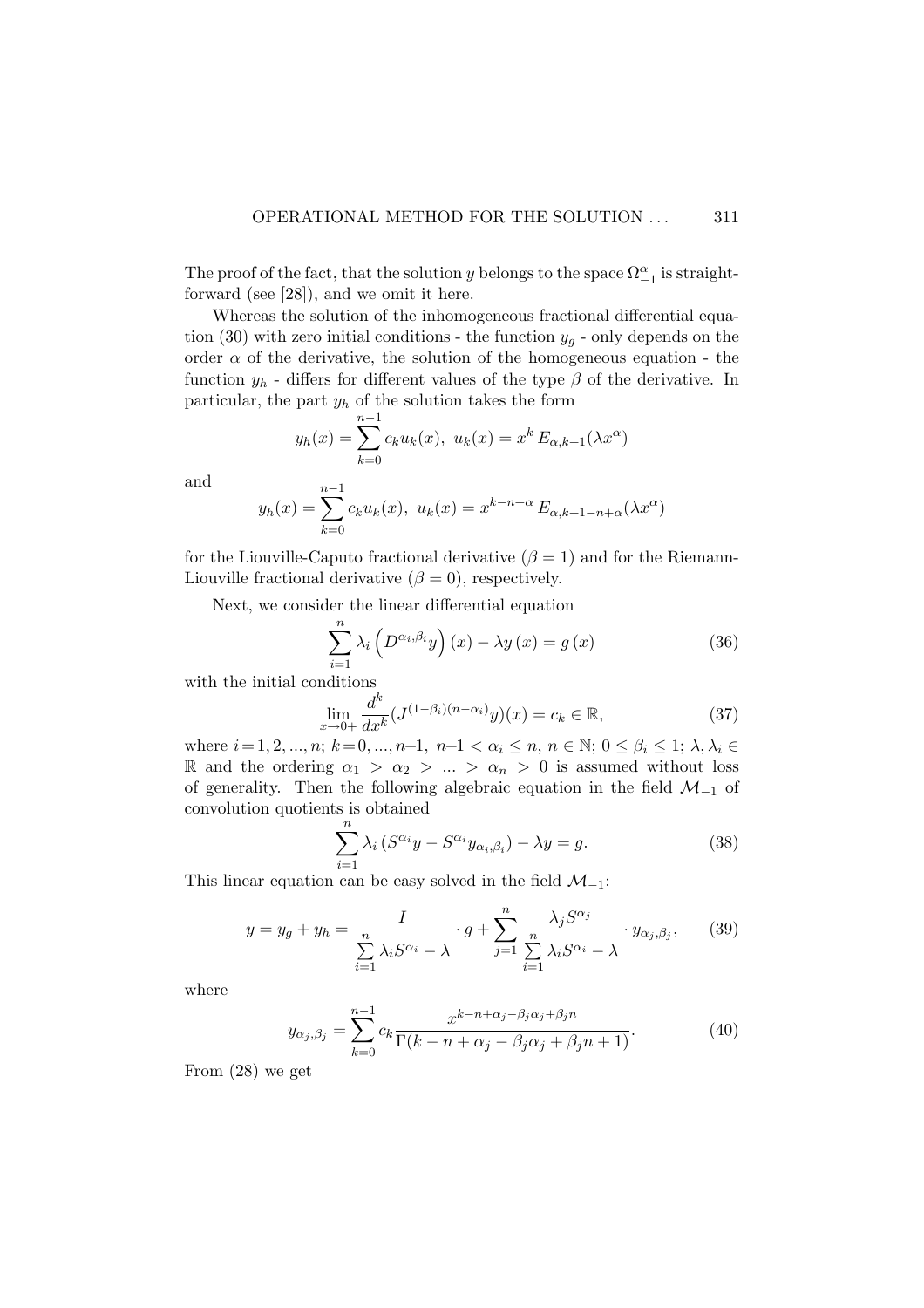The proof of the fact, that the solution $y$ belongs to the space $\Omega_{-1}^{\alpha}$ is straightforward (see [28]), and we omit it here.

Whereas the solution of the inhomogeneous fractional differential equation (30) with zero initial conditions - the function $y_g$ - only depends on the order $\alpha$ of the derivative, the solution of the homogeneous equation - the function $y_h$ - differs for different values of the type $\beta$ of the derivative. In particular, the part $y_h$ of the solution takes the form

$$y_h(x) = \sum_{k=0}^{n-1} c_k u_k(x),\ u_k(x) = x^k\, E_{\alpha,k+1}(\lambda x^{\alpha})$$

and

$$y_h(x) = \sum_{k=0}^{n-1} c_k u_k(x),\ u_k(x) = x^{k-n+\alpha}\, E_{\alpha,k+1-n+\alpha}(\lambda x^{\alpha})$$

for the Liouville-Caputo fractional derivative ($\beta = 1$) and for the Riemann-Liouville fractional derivative ($\beta = 0$), respectively.

Next, we consider the linear differential equation

$$\sum_{i=1}^{n} \lambda_i \left( D^{\alpha_i,\beta_i} y \right)(x) - \lambda y\,(x) = g\,(x) \tag{36}$$

with the initial conditions

$$\lim_{x\to 0+} \frac{d^k}{dx^k} (J^{(1-\beta_i)(n-\alpha_i)} y)(x) = c_k \in \mathbb{R}, \tag{37}$$

where $i = 1, 2, ..., n;\ k = 0, ..., n–1,\ n–1 < \alpha_i \le n,\ n \in \mathbb{N};\ 0 \le \beta_i \le 1;\ \lambda, \lambda_i \in \mathbb{R}$ and the ordering $\alpha_1 > \alpha_2 > ... > \alpha_n > 0$ is assumed without loss of generality. Then the following algebraic equation in the field $\mathcal{M}_{-1}$ of convolution quotients is obtained

$$\sum_{i=1}^{n} \lambda_i \left( S^{\alpha_i} y - S^{\alpha_i} y_{\alpha_i,\beta_i} \right) - \lambda y = g. \tag{38}$$

This linear equation can be easy solved in the field $\mathcal{M}_{-1}$:

$$y = y_g + y_h = \frac{I}{\sum\limits_{i=1}^{n} \lambda_i S^{\alpha_i} - \lambda} \cdot g + \sum_{j=1}^{n} \frac{\lambda_j S^{\alpha_j}}{\sum\limits_{i=1}^{n} \lambda_i S^{\alpha_i} - \lambda} \cdot y_{\alpha_j,\beta_j}, \tag{39}$$

where

$$y_{\alpha_j,\beta_j} = \sum_{k=0}^{n-1} c_k \frac{x^{k-n+\alpha_j-\beta_j\alpha_j+\beta_j n}}{\Gamma(k-n+\alpha_j-\beta_j\alpha_j+\beta_j n+1)}. \tag{40}$$

From (28) we get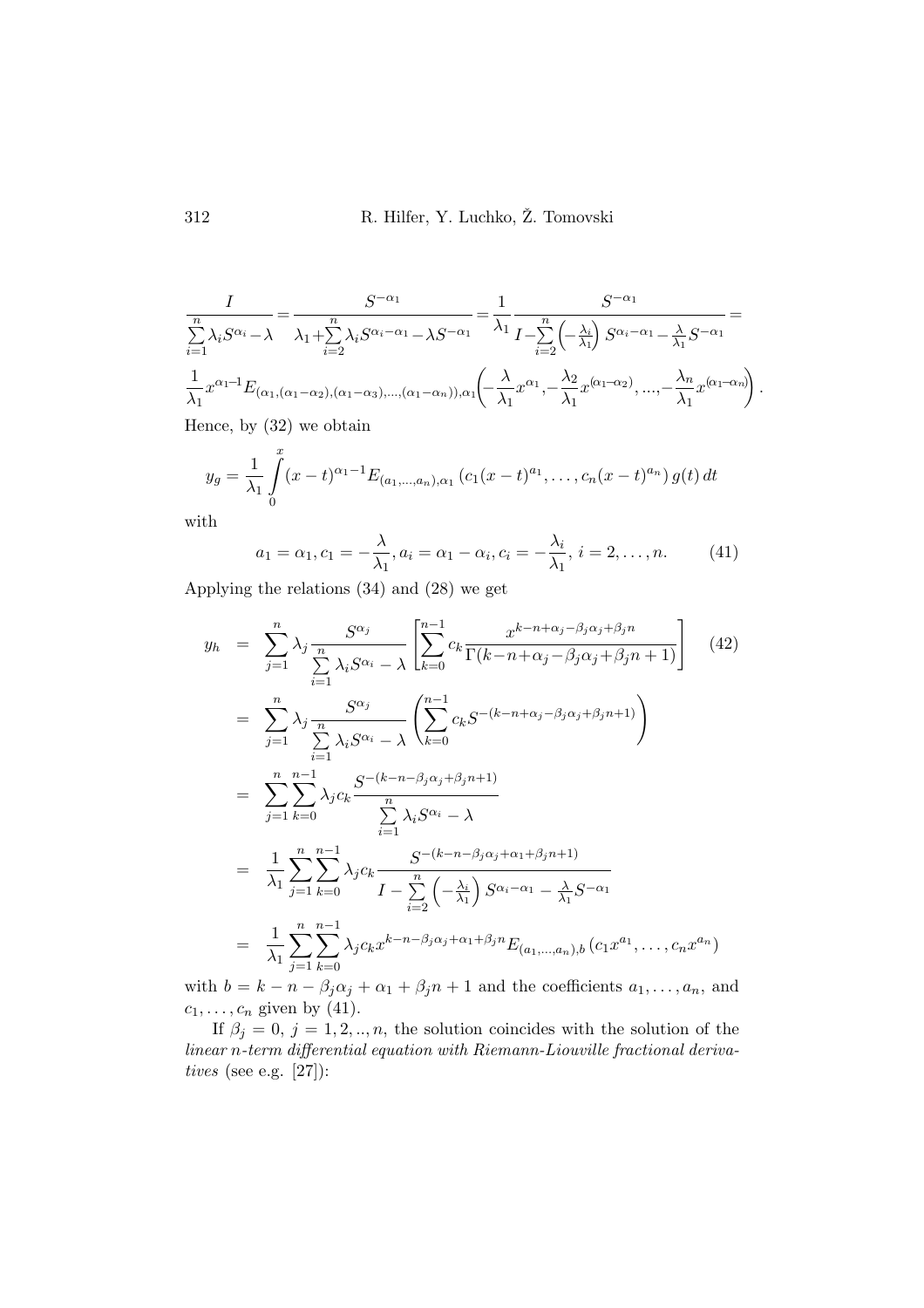$$\frac{I}{\sum\limits_{i=1}^{n}\lambda_i S^{\alpha_i}-\lambda}=\frac{S^{-\alpha_1}}{\lambda_1+\sum\limits_{i=2}^{n}\lambda_i S^{\alpha_i-\alpha_1}-\lambda S^{-\alpha_1}}=\frac{1}{\lambda_1}\frac{S^{-\alpha_1}}{I-\sum\limits_{i=2}^{n}\left(-\frac{\lambda_i}{\lambda_1}\right)S^{\alpha_i-\alpha_1}-\frac{\lambda}{\lambda_1}S^{-\alpha_1}}=$$

$$\frac{1}{\lambda_1}x^{\alpha_1-1}E_{(\alpha_1,(\alpha_1-\alpha_2),(\alpha_1-\alpha_3),\ldots,(\alpha_1-\alpha_n)),\alpha_1}\left(-\frac{\lambda}{\lambda_1}x^{\alpha_1},-\frac{\lambda_2}{\lambda_1}x^{(\alpha_1-\alpha_2)},\ldots,-\frac{\lambda_n}{\lambda_1}x^{(\alpha_1-\alpha_n)}\right).$$

Hence, by (32) we obtain

$$y_g=\frac{1}{\lambda_1}\int\limits_0^x(x-t)^{\alpha_1-1}E_{(a_1,\ldots,a_n),\alpha_1}\left(c_1(x-t)^{a_1},\ldots,c_n(x-t)^{a_n}\right)g(t)\,dt$$

with

$$a_1=\alpha_1, c_1=-\frac{\lambda}{\lambda_1}, a_i=\alpha_1-\alpha_i, c_i=-\frac{\lambda_i}{\lambda_1},\ i=2,\ldots,n. \tag{41}$$

Applying the relations (34) and (28) we get

$$\begin{aligned}
y_h &= \sum_{j=1}^{n}\lambda_j\frac{S^{\alpha_j}}{\sum\limits_{i=1}^{n}\lambda_i S^{\alpha_i}-\lambda}\left[\sum_{k=0}^{n-1}c_k\frac{x^{k-n+\alpha_j-\beta_j\alpha_j+\beta_j n}}{\Gamma(k-n+\alpha_j-\beta_j\alpha_j+\beta_j n+1)}\right] \qquad (42)\\
&= \sum_{j=1}^{n}\lambda_j\frac{S^{\alpha_j}}{\sum\limits_{i=1}^{n}\lambda_i S^{\alpha_i}-\lambda}\left(\sum_{k=0}^{n-1}c_k S^{-(k-n+\alpha_j-\beta_j\alpha_j+\beta_j n+1)}\right)\\
&= \sum_{j=1}^{n}\sum_{k=0}^{n-1}\lambda_j c_k\frac{S^{-(k-n-\beta_j\alpha_j+\beta_j n+1)}}{\sum\limits_{i=1}^{n}\lambda_i S^{\alpha_i}-\lambda}\\
&= \frac{1}{\lambda_1}\sum_{j=1}^{n}\sum_{k=0}^{n-1}\lambda_j c_k\frac{S^{-(k-n-\beta_j\alpha_j+\alpha_1+\beta_j n+1)}}{I-\sum\limits_{i=2}^{n}\left(-\frac{\lambda_i}{\lambda_1}\right)S^{\alpha_i-\alpha_1}-\frac{\lambda}{\lambda_1}S^{-\alpha_1}}\\
&= \frac{1}{\lambda_1}\sum_{j=1}^{n}\sum_{k=0}^{n-1}\lambda_j c_k x^{k-n-\beta_j\alpha_j+\alpha_1+\beta_j n}E_{(a_1,\ldots,a_n),b}\left(c_1x^{a_1},\ldots,c_nx^{a_n}\right)
\end{aligned}$$

with $b=k-n-\beta_j\alpha_j+\alpha_1+\beta_j n+1$ and the coefficients $a_1,\ldots,a_n$, and $c_1,\ldots,c_n$ given by (41).

If $\beta_j=0$, $j=1,2,..,n$, the solution coincides with the solution of the *linear n-term differential equation with Riemann-Liouville fractional derivatives* (see e.g. [27]):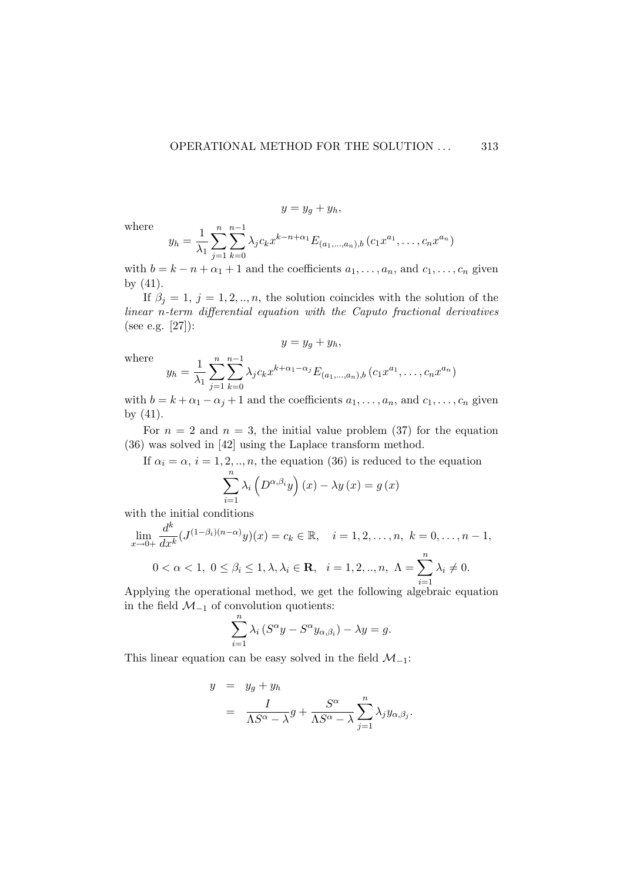$$y = y_g + y_h,$$

where

$$y_h = \frac{1}{\lambda_1} \sum_{j=1}^{n} \sum_{k=0}^{n-1} \lambda_j c_k x^{k-n+\alpha_1} E_{(a_1,\ldots,a_n),b} \left(c_1 x^{a_1}, \ldots, c_n x^{a_n}\right)$$

with $b = k - n + \alpha_1 + 1$ and the coefficients $a_1, \ldots, a_n$, and $c_1, \ldots, c_n$ given by (41).

If $\beta_j = 1,\ j = 1, 2, .., n$, the solution coincides with the solution of the *linear n-term differential equation with the Caputo fractional derivatives* (see e.g. [27]):

$$y = y_g + y_h,$$

where

$$y_h = \frac{1}{\lambda_1} \sum_{j=1}^{n} \sum_{k=0}^{n-1} \lambda_j c_k x^{k+\alpha_1-\alpha_j} E_{(a_1,\ldots,a_n),b} \left(c_1 x^{a_1}, \ldots, c_n x^{a_n}\right)$$

with $b = k + \alpha_1 - \alpha_j + 1$ and the coefficients $a_1, \ldots, a_n$, and $c_1, \ldots, c_n$ given by (41).

For $n = 2$ and $n = 3$, the initial value problem (37) for the equation (36) was solved in [42] using the Laplace transform method.

If $\alpha_i = \alpha,\ i = 1, 2, .., n$, the equation (36) is reduced to the equation

$$\sum_{i=1}^{n} \lambda_i \left(D^{\alpha,\beta_i} y\right)(x) - \lambda y(x) = g(x)$$

with the initial conditions

$$\lim_{x\to 0+} \frac{d^k}{dx^k} (J^{(1-\beta_i)(n-\alpha)} y)(x) = c_k \in \mathbb{R}, \quad i = 1, 2, \ldots, n,\ k = 0, \ldots, n-1,$$

$$0 < \alpha < 1,\ 0 \le \beta_i \le 1, \lambda, \lambda_i \in \mathbf{R}, \quad i = 1, 2, .., n,\ \Lambda = \sum_{i=1}^{n} \lambda_i \ne 0.$$

Applying the operational method, we get the following algebraic equation in the field $\mathcal{M}_{-1}$ of convolution quotients:

$$\sum_{i=1}^{n} \lambda_i \left(S^\alpha y - S^\alpha y_{\alpha,\beta_i}\right) - \lambda y = g.$$

This linear equation can be easy solved in the field $\mathcal{M}_{-1}$:

$$\begin{aligned} y &= y_g + y_h \\ &= \frac{I}{\Lambda S^\alpha - \lambda} g + \frac{S^\alpha}{\Lambda S^\alpha - \lambda} \sum_{j=1}^{n} \lambda_j y_{\alpha,\beta_j}. \end{aligned}$$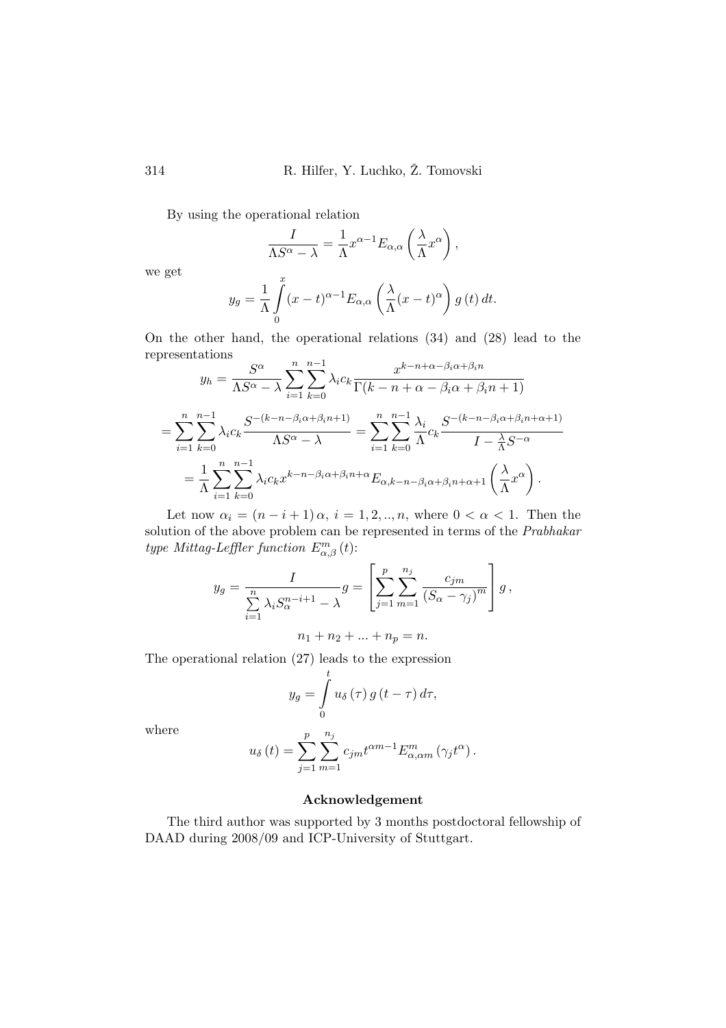By using the operational relation

$$\frac{I}{\Lambda S^{\alpha}-\lambda}=\frac{1}{\Lambda}x^{\alpha-1}E_{\alpha,\alpha}\left(\frac{\lambda}{\Lambda}x^{\alpha}\right),$$

we get

$$y_g=\frac{1}{\Lambda}\int\limits_0^x (x-t)^{\alpha-1}E_{\alpha,\alpha}\left(\frac{\lambda}{\Lambda}(x-t)^{\alpha}\right)g\left(t\right)dt.$$

On the other hand, the operational relations (34) and (28) lead to the representations

$$y_h=\frac{S^{\alpha}}{\Lambda S^{\alpha}-\lambda}\sum_{i=1}^{n}\sum_{k=0}^{n-1}\lambda_i c_k\frac{x^{k-n+\alpha-\beta_i\alpha+\beta_i n}}{\Gamma(k-n+\alpha-\beta_i\alpha+\beta_i n+1)}$$

$$=\sum_{i=1}^{n}\sum_{k=0}^{n-1}\lambda_i c_k\frac{S^{-(k-n-\beta_i\alpha+\beta_i n+1)}}{\Lambda S^{\alpha}-\lambda}=\sum_{i=1}^{n}\sum_{k=0}^{n-1}\frac{\lambda_i}{\Lambda}c_k\frac{S^{-(k-n-\beta_i\alpha+\beta_i n+\alpha+1)}}{I-\frac{\lambda}{\Lambda}S^{-\alpha}}$$

$$=\frac{1}{\Lambda}\sum_{i=1}^{n}\sum_{k=0}^{n-1}\lambda_i c_k x^{k-n-\beta_i\alpha+\beta_i n+\alpha}E_{\alpha,k-n-\beta_i\alpha+\beta_i n+\alpha+1}\left(\frac{\lambda}{\Lambda}x^{\alpha}\right).$$

Let now $\alpha_i=(n-i+1)\,\alpha,\ i=1,2,..,n$, where $0<\alpha<1$. Then the solution of the above problem can be represented in terms of the *Prabhakar type Mittag-Leffler function* $E_{\alpha,\beta}^{m}\left(t\right)$:

$$y_g=\frac{I}{\sum\limits_{i=1}^{n}\lambda_i S_{\alpha}^{n-i+1}-\lambda}g=\left[\sum_{j=1}^{p}\sum_{m=1}^{n_j}\frac{c_{jm}}{\left(S_{\alpha}-\gamma_j\right)^m}\right]g\,,$$

$$n_1+n_2+...+n_p=n.$$

The operational relation (27) leads to the expression

$$y_g=\int\limits_0^t u_{\delta}\left(\tau\right)g\left(t-\tau\right)d\tau,$$

where

$$u_{\delta}\left(t\right)=\sum_{j=1}^{p}\sum_{m=1}^{n_j}c_{jm}t^{\alpha m-1}E_{\alpha,\alpha m}^{m}\left(\gamma_j t^{\alpha}\right).$$

## Acknowledgement

The third author was supported by 3 months postdoctoral fellowship of DAAD during 2008/09 and ICP-University of Stuttgart.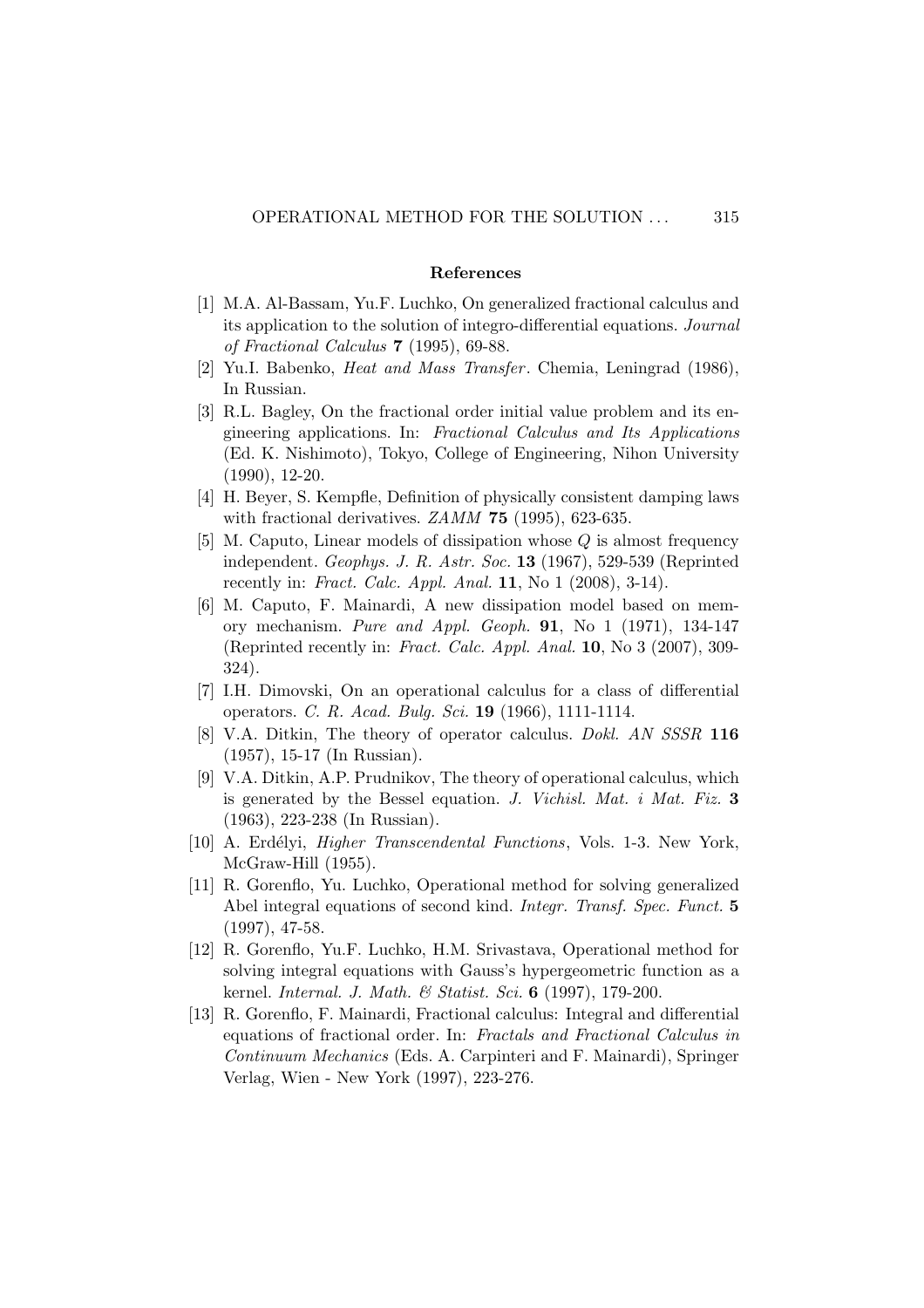### References

[1] M.A. Al-Bassam, Yu.F. Luchko, On generalized fractional calculus and its application to the solution of integro-differential equations. *Journal of Fractional Calculus* **7** (1995), 69-88.

[2] Yu.I. Babenko, *Heat and Mass Transfer*. Chemia, Leningrad (1986), In Russian.

[3] R.L. Bagley, On the fractional order initial value problem and its engineering applications. In: *Fractional Calculus and Its Applications* (Ed. K. Nishimoto), Tokyo, College of Engineering, Nihon University (1990), 12-20.

[4] H. Beyer, S. Kempfle, Definition of physically consistent damping laws with fractional derivatives. *ZAMM* **75** (1995), 623-635.

[5] M. Caputo, Linear models of dissipation whose $Q$ is almost frequency independent. *Geophys. J. R. Astr. Soc.* **13** (1967), 529-539 (Reprinted recently in: *Fract. Calc. Appl. Anal.* **11**, No 1 (2008), 3-14).

[6] M. Caputo, F. Mainardi, A new dissipation model based on memory mechanism. *Pure and Appl. Geoph.* **91**, No 1 (1971), 134-147 (Reprinted recently in: *Fract. Calc. Appl. Anal.* **10**, No 3 (2007), 309-324).

[7] I.H. Dimovski, On an operational calculus for a class of differential operators. *C. R. Acad. Bulg. Sci.* **19** (1966), 1111-1114.

[8] V.A. Ditkin, The theory of operator calculus. *Dokl. AN SSSR* **116** (1957), 15-17 (In Russian).

[9] V.A. Ditkin, A.P. Prudnikov, The theory of operational calculus, which is generated by the Bessel equation. *J. Vichisl. Mat. i Mat. Fiz.* **3** (1963), 223-238 (In Russian).

[10] A. Erdélyi, *Higher Transcendental Functions*, Vols. 1-3. New York, McGraw-Hill (1955).

[11] R. Gorenflo, Yu. Luchko, Operational method for solving generalized Abel integral equations of second kind. *Integr. Transf. Spec. Funct.* **5** (1997), 47-58.

[12] R. Gorenflo, Yu.F. Luchko, H.M. Srivastava, Operational method for solving integral equations with Gauss's hypergeometric function as a kernel. *Internal. J. Math. & Statist. Sci.* **6** (1997), 179-200.

[13] R. Gorenflo, F. Mainardi, Fractional calculus: Integral and differential equations of fractional order. In: *Fractals and Fractional Calculus in Continuum Mechanics* (Eds. A. Carpinteri and F. Mainardi), Springer Verlag, Wien - New York (1997), 223-276.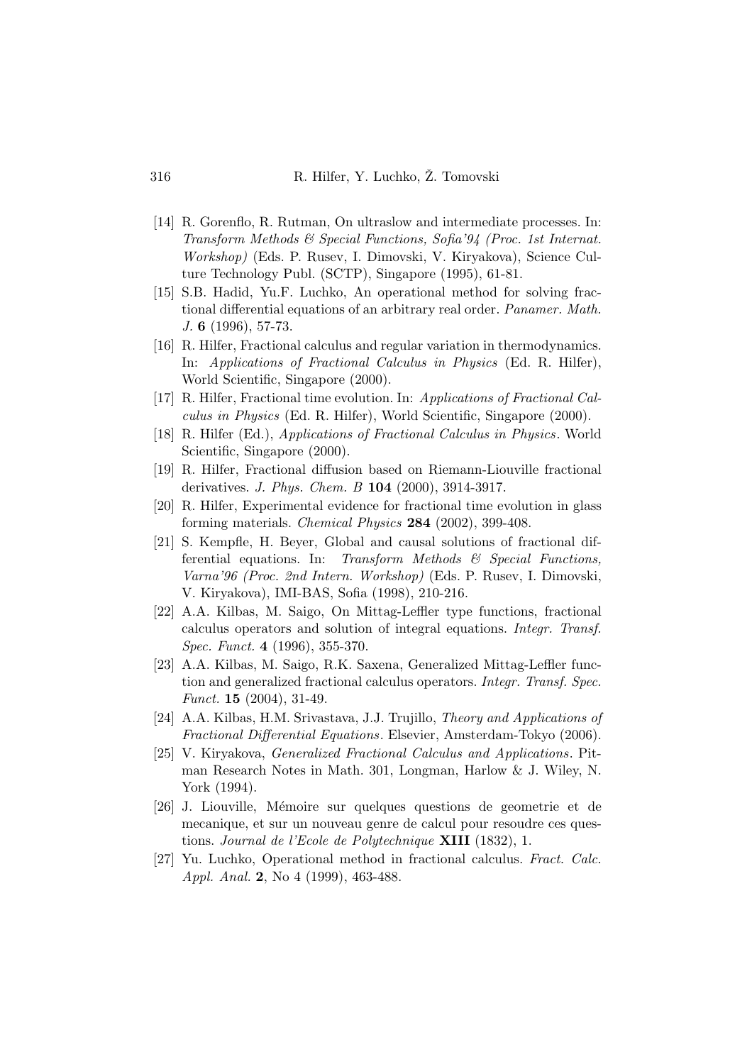[14] R. Gorenflo, R. Rutman, On ultraslow and intermediate processes. In: *Transform Methods & Special Functions, Sofia'94 (Proc. 1st Internat. Workshop)* (Eds. P. Rusev, I. Dimovski, V. Kiryakova), Science Culture Technology Publ. (SCTP), Singapore (1995), 61-81.

[15] S.B. Hadid, Yu.F. Luchko, An operational method for solving fractional differential equations of an arbitrary real order. *Panamer. Math. J.* **6** (1996), 57-73.

[16] R. Hilfer, Fractional calculus and regular variation in thermodynamics. In: *Applications of Fractional Calculus in Physics* (Ed. R. Hilfer), World Scientific, Singapore (2000).

[17] R. Hilfer, Fractional time evolution. In: *Applications of Fractional Calculus in Physics* (Ed. R. Hilfer), World Scientific, Singapore (2000).

[18] R. Hilfer (Ed.), *Applications of Fractional Calculus in Physics*. World Scientific, Singapore (2000).

[19] R. Hilfer, Fractional diffusion based on Riemann-Liouville fractional derivatives. *J. Phys. Chem. B* **104** (2000), 3914-3917.

[20] R. Hilfer, Experimental evidence for fractional time evolution in glass forming materials. *Chemical Physics* **284** (2002), 399-408.

[21] S. Kempfle, H. Beyer, Global and causal solutions of fractional differential equations. In: *Transform Methods & Special Functions, Varna'96 (Proc. 2nd Intern. Workshop)* (Eds. P. Rusev, I. Dimovski, V. Kiryakova), IMI-BAS, Sofia (1998), 210-216.

[22] A.A. Kilbas, M. Saigo, On Mittag-Leffler type functions, fractional calculus operators and solution of integral equations. *Integr. Transf. Spec. Funct.* **4** (1996), 355-370.

[23] A.A. Kilbas, M. Saigo, R.K. Saxena, Generalized Mittag-Leffler function and generalized fractional calculus operators. *Integr. Transf. Spec. Funct.* **15** (2004), 31-49.

[24] A.A. Kilbas, H.M. Srivastava, J.J. Trujillo, *Theory and Applications of Fractional Differential Equations*. Elsevier, Amsterdam-Tokyo (2006).

[25] V. Kiryakova, *Generalized Fractional Calculus and Applications*. Pitman Research Notes in Math. 301, Longman, Harlow & J. Wiley, N. York (1994).

[26] J. Liouville, Mémoire sur quelques questions de geometrie et de mecanique, et sur un nouveau genre de calcul pour resoudre ces questions. *Journal de l'Ecole de Polytechnique* **XIII** (1832), 1.

[27] Yu. Luchko, Operational method in fractional calculus. *Fract. Calc. Appl. Anal.* **2**, No 4 (1999), 463-488.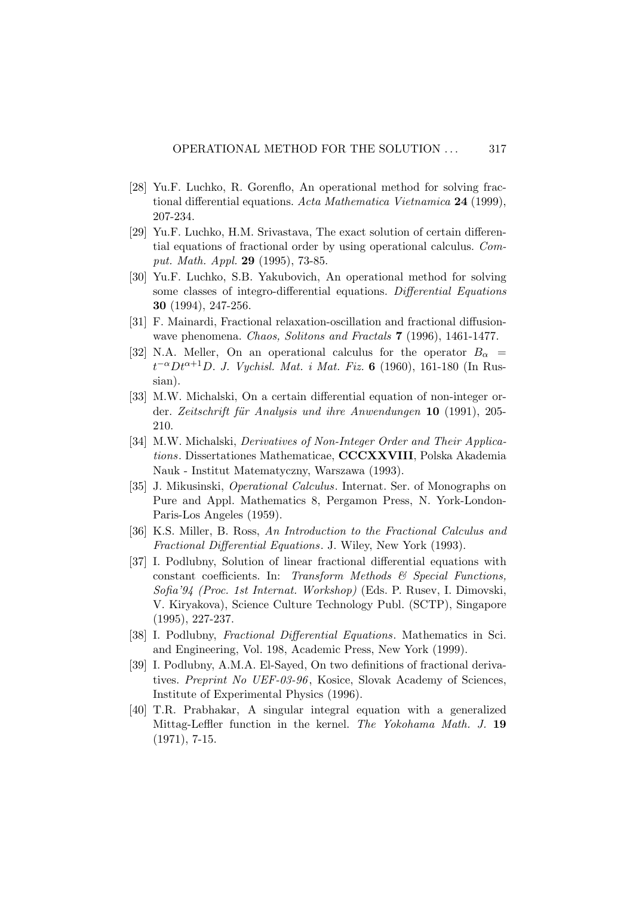[28] Yu.F. Luchko, R. Gorenflo, An operational method for solving fractional differential equations. *Acta Mathematica Vietnamica* **24** (1999), 207-234.

[29] Yu.F. Luchko, H.M. Srivastava, The exact solution of certain differential equations of fractional order by using operational calculus. *Comput. Math. Appl.* **29** (1995), 73-85.

[30] Yu.F. Luchko, S.B. Yakubovich, An operational method for solving some classes of integro-differential equations. *Differential Equations* **30** (1994), 247-256.

[31] F. Mainardi, Fractional relaxation-oscillation and fractional diffusion-wave phenomena. *Chaos, Solitons and Fractals* **7** (1996), 1461-1477.

[32] N.A. Meller, On an operational calculus for the operator $B_\alpha = t^{-\alpha}Dt^{\alpha+1}D$. *J. Vychisl. Mat. i Mat. Fiz.* **6** (1960), 161-180 (In Russian).

[33] M.W. Michalski, On a certain differential equation of non-integer order. *Zeitschrift für Analysis und ihre Anwendungen* **10** (1991), 205-210.

[34] M.W. Michalski, *Derivatives of Non-Integer Order and Their Applications*. Dissertationes Mathematicae, **CCCXXVIII**, Polska Akademia Nauk - Institut Matematyczny, Warszawa (1993).

[35] J. Mikusinski, *Operational Calculus*. Internat. Ser. of Monographs on Pure and Appl. Mathematics 8, Pergamon Press, N. York-London-Paris-Los Angeles (1959).

[36] K.S. Miller, B. Ross, *An Introduction to the Fractional Calculus and Fractional Differential Equations*. J. Wiley, New York (1993).

[37] I. Podlubny, Solution of linear fractional differential equations with constant coefficients. In: *Transform Methods & Special Functions, Sofia'94 (Proc. 1st Internat. Workshop)* (Eds. P. Rusev, I. Dimovski, V. Kiryakova), Science Culture Technology Publ. (SCTP), Singapore (1995), 227-237.

[38] I. Podlubny, *Fractional Differential Equations*. Mathematics in Sci. and Engineering, Vol. 198, Academic Press, New York (1999).

[39] I. Podlubny, A.M.A. El-Sayed, On two definitions of fractional derivatives. *Preprint No UEF-03-96*, Kosice, Slovak Academy of Sciences, Institute of Experimental Physics (1996).

[40] T.R. Prabhakar, A singular integral equation with a generalized Mittag-Leffler function in the kernel. *The Yokohama Math. J.* **19** (1971), 7-15.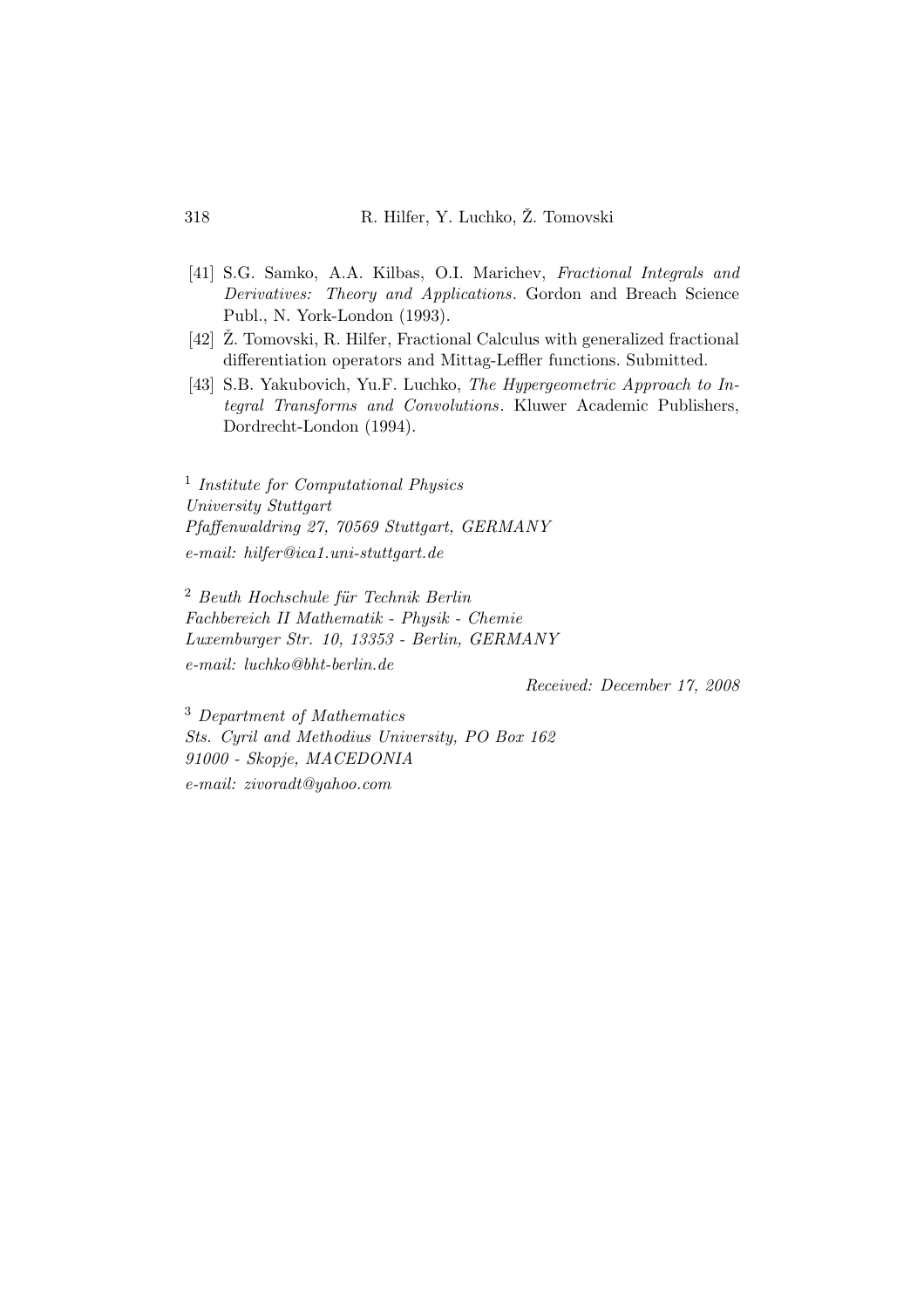[41] S.G. Samko, A.A. Kilbas, O.I. Marichev, *Fractional Integrals and Derivatives: Theory and Applications*. Gordon and Breach Science Publ., N. York-London (1993).

[42] Ž. Tomovski, R. Hilfer, Fractional Calculus with generalized fractional differentiation operators and Mittag-Leffler functions. Submitted.

[43] S.B. Yakubovich, Yu.F. Luchko, *The Hypergeometric Approach to Integral Transforms and Convolutions*. Kluwer Academic Publishers, Dordrecht-London (1994).

[1] *Institute for Computational Physics*
*University Stuttgart*
*Pfaffenwaldring 27, 70569 Stuttgart, GERMANY*
*e-mail: hilfer@ica1.uni-stuttgart.de*

[2] *Beuth Hochschule für Technik Berlin*
*Fachbereich II Mathematik - Physik - Chemie*
*Luxemburger Str. 10, 13353 - Berlin, GERMANY*
*e-mail: luchko@bht-berlin.de*

*Received: December 17, 2008*

[3] *Department of Mathematics*
*Sts. Cyril and Methodius University, PO Box 162*
*91000 - Skopje, MACEDONIA*
*e-mail: zivoradt@yahoo.com*